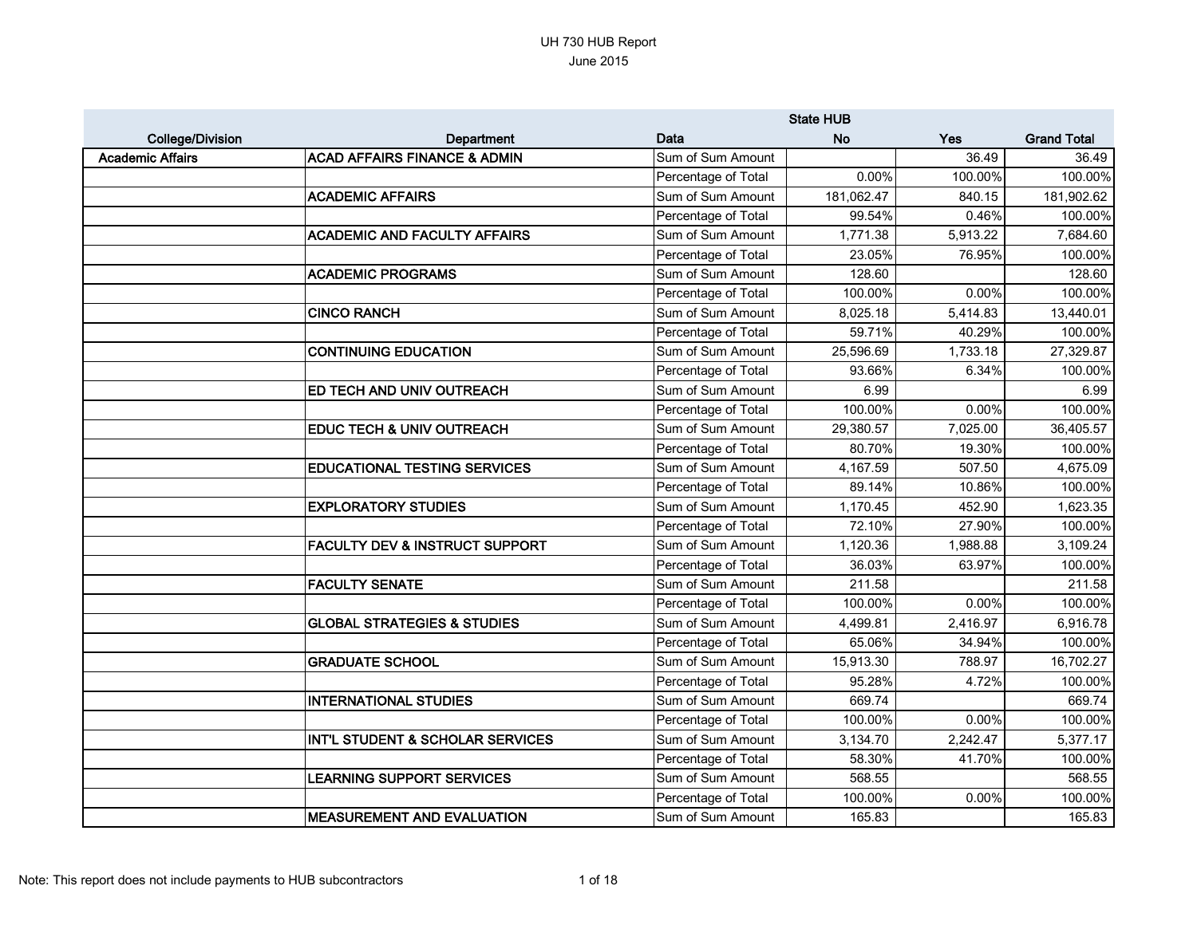# UH 730 HUB Report

June 2015

| College/Division | Department | Data | State HUB No | Yes | Grand Total |
|---|---|---|---|---|---|
| Academic Affairs | ACAD AFFAIRS FINANCE & ADMIN | Sum of Sum Amount | | 36.49 | 36.49 |
| | | Percentage of Total | 0.00% | 100.00% | 100.00% |
| | ACADEMIC AFFAIRS | Sum of Sum Amount | 181,062.47 | 840.15 | 181,902.62 |
| | | Percentage of Total | 99.54% | 0.46% | 100.00% |
| | ACADEMIC AND FACULTY AFFAIRS | Sum of Sum Amount | 1,771.38 | 5,913.22 | 7,684.60 |
| | | Percentage of Total | 23.05% | 76.95% | 100.00% |
| | ACADEMIC PROGRAMS | Sum of Sum Amount | 128.60 | | 128.60 |
| | | Percentage of Total | 100.00% | 0.00% | 100.00% |
| | CINCO RANCH | Sum of Sum Amount | 8,025.18 | 5,414.83 | 13,440.01 |
| | | Percentage of Total | 59.71% | 40.29% | 100.00% |
| | CONTINUING EDUCATION | Sum of Sum Amount | 25,596.69 | 1,733.18 | 27,329.87 |
| | | Percentage of Total | 93.66% | 6.34% | 100.00% |
| | ED TECH AND UNIV OUTREACH | Sum of Sum Amount | 6.99 | | 6.99 |
| | | Percentage of Total | 100.00% | 0.00% | 100.00% |
| | EDUC TECH & UNIV OUTREACH | Sum of Sum Amount | 29,380.57 | 7,025.00 | 36,405.57 |
| | | Percentage of Total | 80.70% | 19.30% | 100.00% |
| | EDUCATIONAL TESTING SERVICES | Sum of Sum Amount | 4,167.59 | 507.50 | 4,675.09 |
| | | Percentage of Total | 89.14% | 10.86% | 100.00% |
| | EXPLORATORY STUDIES | Sum of Sum Amount | 1,170.45 | 452.90 | 1,623.35 |
| | | Percentage of Total | 72.10% | 27.90% | 100.00% |
| | FACULTY DEV & INSTRUCT SUPPORT | Sum of Sum Amount | 1,120.36 | 1,988.88 | 3,109.24 |
| | | Percentage of Total | 36.03% | 63.97% | 100.00% |
| | FACULTY SENATE | Sum of Sum Amount | 211.58 | | 211.58 |
| | | Percentage of Total | 100.00% | 0.00% | 100.00% |
| | GLOBAL STRATEGIES & STUDIES | Sum of Sum Amount | 4,499.81 | 2,416.97 | 6,916.78 |
| | | Percentage of Total | 65.06% | 34.94% | 100.00% |
| | GRADUATE SCHOOL | Sum of Sum Amount | 15,913.30 | 788.97 | 16,702.27 |
| | | Percentage of Total | 95.28% | 4.72% | 100.00% |
| | INTERNATIONAL STUDIES | Sum of Sum Amount | 669.74 | | 669.74 |
| | | Percentage of Total | 100.00% | 0.00% | 100.00% |
| | INT'L STUDENT & SCHOLAR SERVICES | Sum of Sum Amount | 3,134.70 | 2,242.47 | 5,377.17 |
| | | Percentage of Total | 58.30% | 41.70% | 100.00% |
| | LEARNING SUPPORT SERVICES | Sum of Sum Amount | 568.55 | | 568.55 |
| | | Percentage of Total | 100.00% | 0.00% | 100.00% |
| | MEASUREMENT AND EVALUATION | Sum of Sum Amount | 165.83 | | 165.83 |

Note: This report does not include payments to HUB subcontractors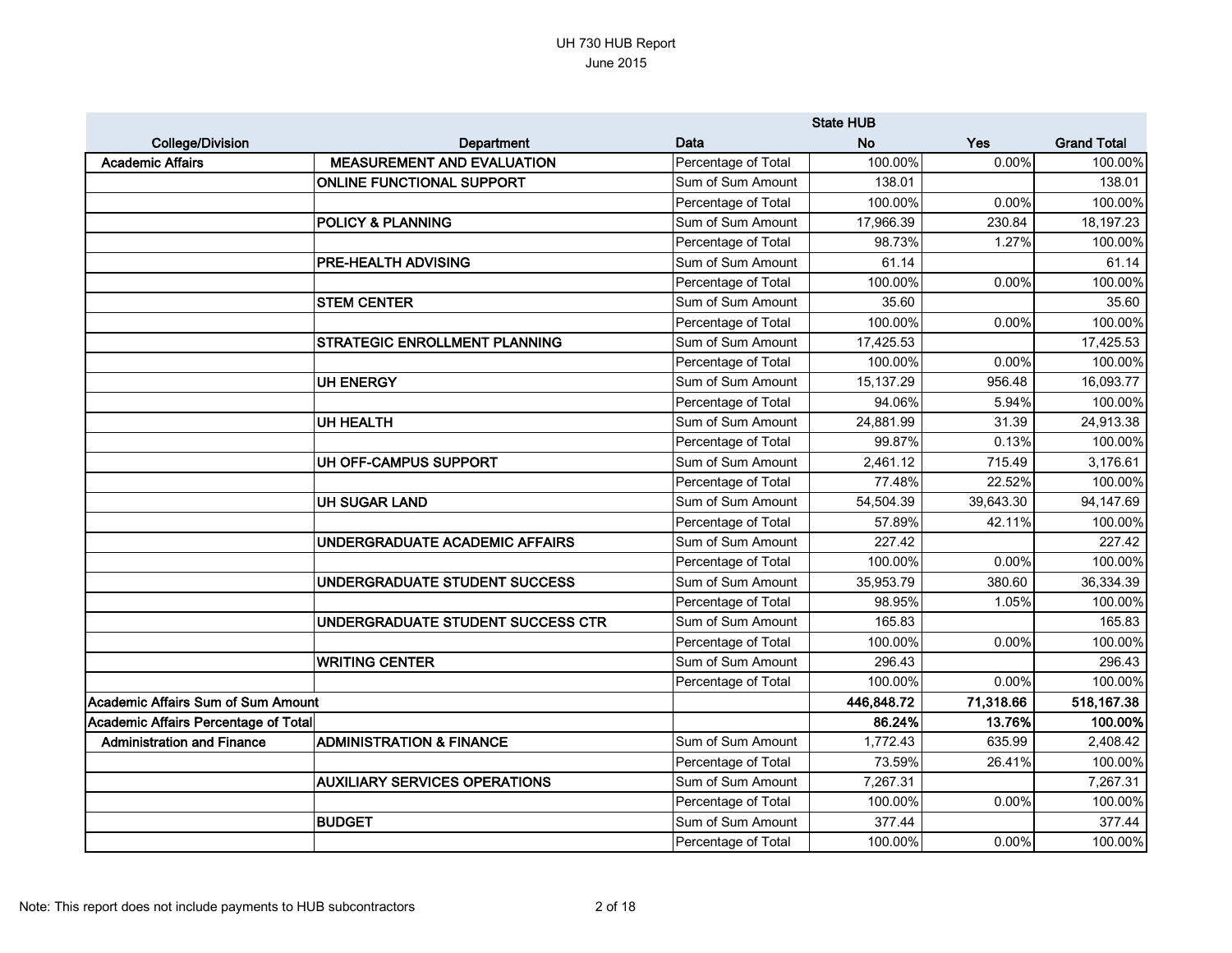UH 730 HUB Report
June 2015

| College/Division | Department | Data | State HUB | | |
|---|---|---|---|---|---|
| | | | No | Yes | Grand Total |
| Academic Affairs | MEASUREMENT AND EVALUATION | Percentage of Total | 100.00% | 0.00% | 100.00% |
| | ONLINE FUNCTIONAL SUPPORT | Sum of Sum Amount | 138.01 | | 138.01 |
| | | Percentage of Total | 100.00% | 0.00% | 100.00% |
| | POLICY & PLANNING | Sum of Sum Amount | 17,966.39 | 230.84 | 18,197.23 |
| | | Percentage of Total | 98.73% | 1.27% | 100.00% |
| | PRE-HEALTH ADVISING | Sum of Sum Amount | 61.14 | | 61.14 |
| | | Percentage of Total | 100.00% | 0.00% | 100.00% |
| | STEM CENTER | Sum of Sum Amount | 35.60 | | 35.60 |
| | | Percentage of Total | 100.00% | 0.00% | 100.00% |
| | STRATEGIC ENROLLMENT PLANNING | Sum of Sum Amount | 17,425.53 | | 17,425.53 |
| | | Percentage of Total | 100.00% | 0.00% | 100.00% |
| | UH ENERGY | Sum of Sum Amount | 15,137.29 | 956.48 | 16,093.77 |
| | | Percentage of Total | 94.06% | 5.94% | 100.00% |
| | UH HEALTH | Sum of Sum Amount | 24,881.99 | 31.39 | 24,913.38 |
| | | Percentage of Total | 99.87% | 0.13% | 100.00% |
| | UH OFF-CAMPUS SUPPORT | Sum of Sum Amount | 2,461.12 | 715.49 | 3,176.61 |
| | | Percentage of Total | 77.48% | 22.52% | 100.00% |
| | UH SUGAR LAND | Sum of Sum Amount | 54,504.39 | 39,643.30 | 94,147.69 |
| | | Percentage of Total | 57.89% | 42.11% | 100.00% |
| | UNDERGRADUATE ACADEMIC AFFAIRS | Sum of Sum Amount | 227.42 | | 227.42 |
| | | Percentage of Total | 100.00% | 0.00% | 100.00% |
| | UNDERGRADUATE STUDENT SUCCESS | Sum of Sum Amount | 35,953.79 | 380.60 | 36,334.39 |
| | | Percentage of Total | 98.95% | 1.05% | 100.00% |
| | UNDERGRADUATE STUDENT SUCCESS CTR | Sum of Sum Amount | 165.83 | | 165.83 |
| | | Percentage of Total | 100.00% | 0.00% | 100.00% |
| | WRITING CENTER | Sum of Sum Amount | 296.43 | | 296.43 |
| | | Percentage of Total | 100.00% | 0.00% | 100.00% |
| **Academic Affairs Sum of Sum Amount** | | | **446,848.72** | **71,318.66** | **518,167.38** |
| **Academic Affairs Percentage of Total** | | | **86.24%** | **13.76%** | **100.00%** |
| Administration and Finance | ADMINISTRATION & FINANCE | Sum of Sum Amount | 1,772.43 | 635.99 | 2,408.42 |
| | | Percentage of Total | 73.59% | 26.41% | 100.00% |
| | AUXILIARY SERVICES OPERATIONS | Sum of Sum Amount | 7,267.31 | | 7,267.31 |
| | | Percentage of Total | 100.00% | 0.00% | 100.00% |
| | BUDGET | Sum of Sum Amount | 377.44 | | 377.44 |
| | | Percentage of Total | 100.00% | 0.00% | 100.00% |

Note: This report does not include payments to HUB subcontractors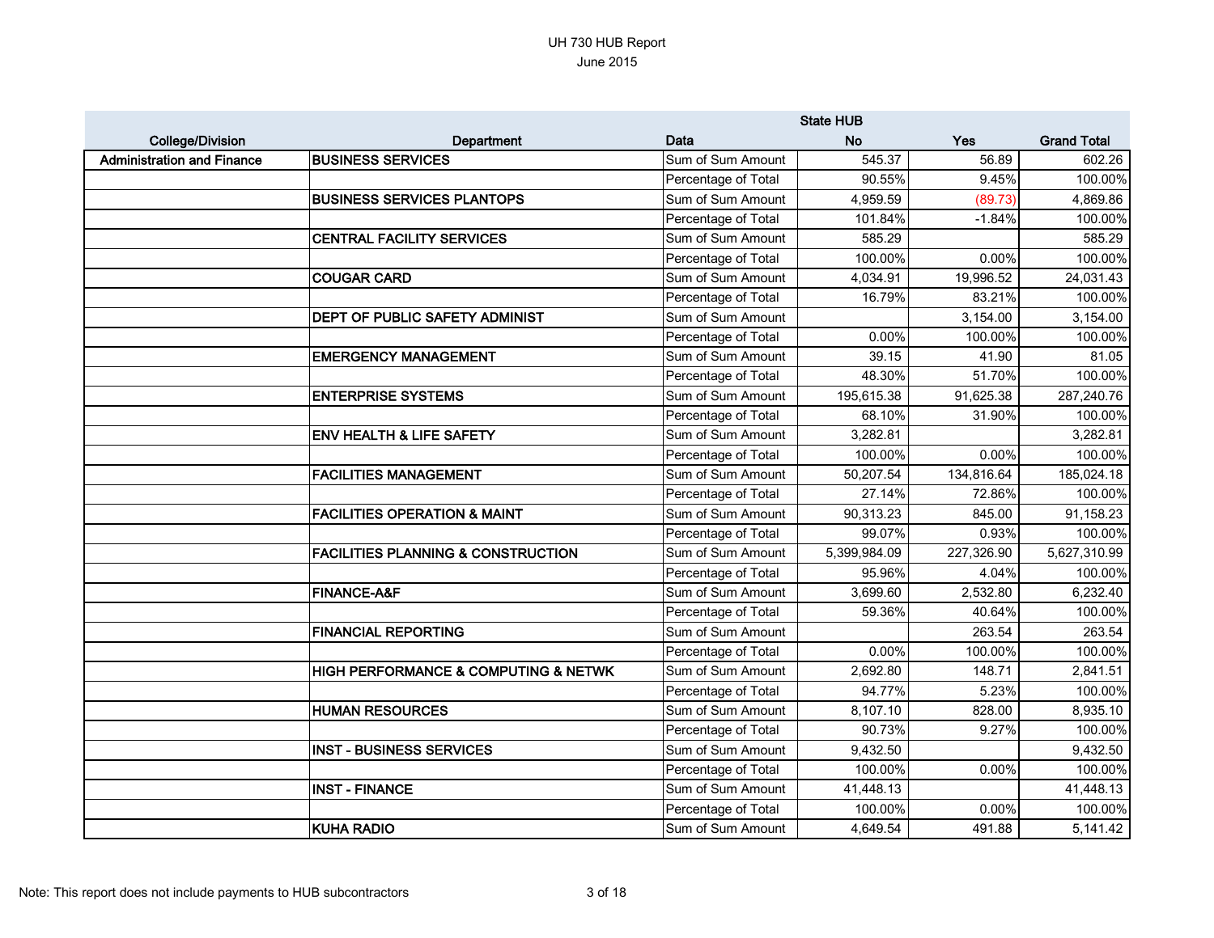# UH 730 HUB Report

June 2015

| College/Division | Department | Data | State HUB No | Yes | Grand Total |
|---|---|---|---|---|---|
| **Administration and Finance** | **BUSINESS SERVICES** | Sum of Sum Amount | 545.37 | 56.89 | 602.26 |
| | | Percentage of Total | 90.55% | 9.45% | 100.00% |
| | **BUSINESS SERVICES PLANTOPS** | Sum of Sum Amount | 4,959.59 | (89.73) | 4,869.86 |
| | | Percentage of Total | 101.84% | -1.84% | 100.00% |
| | **CENTRAL FACILITY SERVICES** | Sum of Sum Amount | 585.29 | | 585.29 |
| | | Percentage of Total | 100.00% | 0.00% | 100.00% |
| | **COUGAR CARD** | Sum of Sum Amount | 4,034.91 | 19,996.52 | 24,031.43 |
| | | Percentage of Total | 16.79% | 83.21% | 100.00% |
| | **DEPT OF PUBLIC SAFETY ADMINIST** | Sum of Sum Amount | | 3,154.00 | 3,154.00 |
| | | Percentage of Total | 0.00% | 100.00% | 100.00% |
| | **EMERGENCY MANAGEMENT** | Sum of Sum Amount | 39.15 | 41.90 | 81.05 |
| | | Percentage of Total | 48.30% | 51.70% | 100.00% |
| | **ENTERPRISE SYSTEMS** | Sum of Sum Amount | 195,615.38 | 91,625.38 | 287,240.76 |
| | | Percentage of Total | 68.10% | 31.90% | 100.00% |
| | **ENV HEALTH & LIFE SAFETY** | Sum of Sum Amount | 3,282.81 | | 3,282.81 |
| | | Percentage of Total | 100.00% | 0.00% | 100.00% |
| | **FACILITIES MANAGEMENT** | Sum of Sum Amount | 50,207.54 | 134,816.64 | 185,024.18 |
| | | Percentage of Total | 27.14% | 72.86% | 100.00% |
| | **FACILITIES OPERATION & MAINT** | Sum of Sum Amount | 90,313.23 | 845.00 | 91,158.23 |
| | | Percentage of Total | 99.07% | 0.93% | 100.00% |
| | **FACILITIES PLANNING & CONSTRUCTION** | Sum of Sum Amount | 5,399,984.09 | 227,326.90 | 5,627,310.99 |
| | | Percentage of Total | 95.96% | 4.04% | 100.00% |
| | **FINANCE-A&F** | Sum of Sum Amount | 3,699.60 | 2,532.80 | 6,232.40 |
| | | Percentage of Total | 59.36% | 40.64% | 100.00% |
| | **FINANCIAL REPORTING** | Sum of Sum Amount | | 263.54 | 263.54 |
| | | Percentage of Total | 0.00% | 100.00% | 100.00% |
| | **HIGH PERFORMANCE & COMPUTING & NETWK** | Sum of Sum Amount | 2,692.80 | 148.71 | 2,841.51 |
| | | Percentage of Total | 94.77% | 5.23% | 100.00% |
| | **HUMAN RESOURCES** | Sum of Sum Amount | 8,107.10 | 828.00 | 8,935.10 |
| | | Percentage of Total | 90.73% | 9.27% | 100.00% |
| | **INST - BUSINESS SERVICES** | Sum of Sum Amount | 9,432.50 | | 9,432.50 |
| | | Percentage of Total | 100.00% | 0.00% | 100.00% |
| | **INST - FINANCE** | Sum of Sum Amount | 41,448.13 | | 41,448.13 |
| | | Percentage of Total | 100.00% | 0.00% | 100.00% |
| | **KUHA RADIO** | Sum of Sum Amount | 4,649.54 | 491.88 | 5,141.42 |

Note: This report does not include payments to HUB subcontractors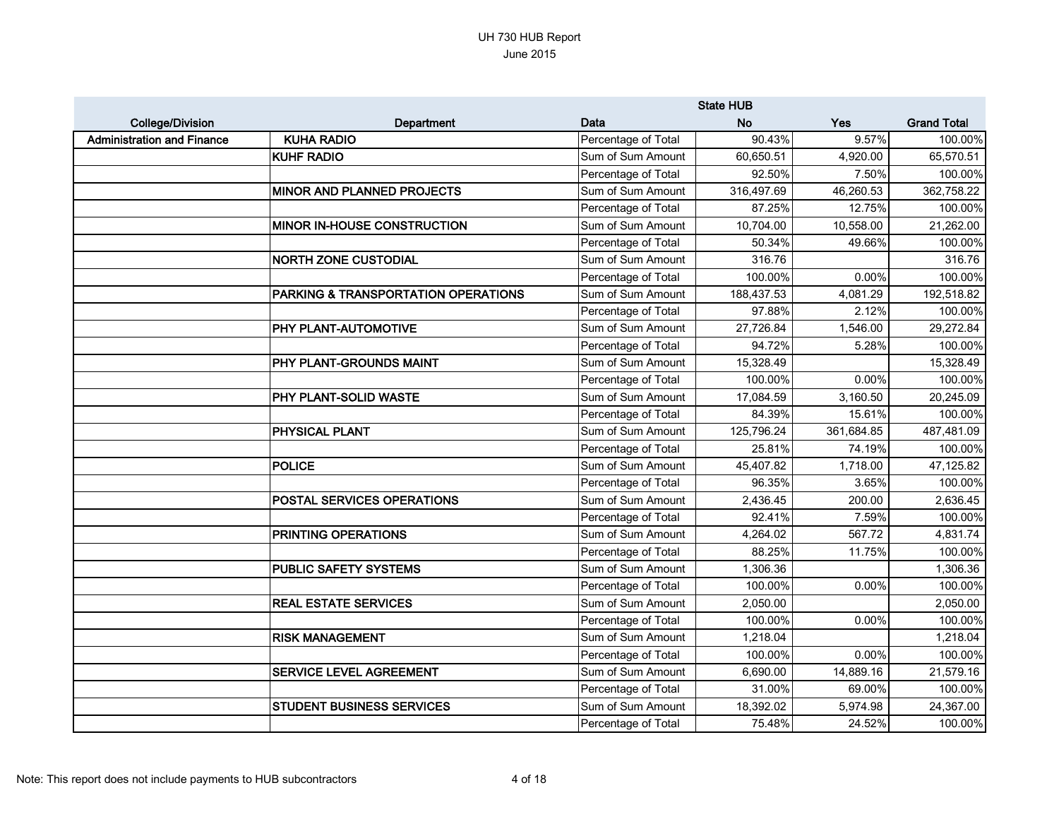UH 730 HUB Report
June 2015

| College/Division | Department | Data | State HUB No | Yes | Grand Total |
|---|---|---|---|---|---|
| Administration and Finance | KUHA RADIO | Percentage of Total | 90.43% | 9.57% | 100.00% |
| | KUHF RADIO | Sum of Sum Amount | 60,650.51 | 4,920.00 | 65,570.51 |
| | | Percentage of Total | 92.50% | 7.50% | 100.00% |
| | MINOR AND PLANNED PROJECTS | Sum of Sum Amount | 316,497.69 | 46,260.53 | 362,758.22 |
| | | Percentage of Total | 87.25% | 12.75% | 100.00% |
| | MINOR IN-HOUSE CONSTRUCTION | Sum of Sum Amount | 10,704.00 | 10,558.00 | 21,262.00 |
| | | Percentage of Total | 50.34% | 49.66% | 100.00% |
| | NORTH ZONE CUSTODIAL | Sum of Sum Amount | 316.76 | | 316.76 |
| | | Percentage of Total | 100.00% | 0.00% | 100.00% |
| | PARKING & TRANSPORTATION OPERATIONS | Sum of Sum Amount | 188,437.53 | 4,081.29 | 192,518.82 |
| | | Percentage of Total | 97.88% | 2.12% | 100.00% |
| | PHY PLANT-AUTOMOTIVE | Sum of Sum Amount | 27,726.84 | 1,546.00 | 29,272.84 |
| | | Percentage of Total | 94.72% | 5.28% | 100.00% |
| | PHY PLANT-GROUNDS MAINT | Sum of Sum Amount | 15,328.49 | | 15,328.49 |
| | | Percentage of Total | 100.00% | 0.00% | 100.00% |
| | PHY PLANT-SOLID WASTE | Sum of Sum Amount | 17,084.59 | 3,160.50 | 20,245.09 |
| | | Percentage of Total | 84.39% | 15.61% | 100.00% |
| | PHYSICAL PLANT | Sum of Sum Amount | 125,796.24 | 361,684.85 | 487,481.09 |
| | | Percentage of Total | 25.81% | 74.19% | 100.00% |
| | POLICE | Sum of Sum Amount | 45,407.82 | 1,718.00 | 47,125.82 |
| | | Percentage of Total | 96.35% | 3.65% | 100.00% |
| | POSTAL SERVICES OPERATIONS | Sum of Sum Amount | 2,436.45 | 200.00 | 2,636.45 |
| | | Percentage of Total | 92.41% | 7.59% | 100.00% |
| | PRINTING OPERATIONS | Sum of Sum Amount | 4,264.02 | 567.72 | 4,831.74 |
| | | Percentage of Total | 88.25% | 11.75% | 100.00% |
| | PUBLIC SAFETY SYSTEMS | Sum of Sum Amount | 1,306.36 | | 1,306.36 |
| | | Percentage of Total | 100.00% | 0.00% | 100.00% |
| | REAL ESTATE SERVICES | Sum of Sum Amount | 2,050.00 | | 2,050.00 |
| | | Percentage of Total | 100.00% | 0.00% | 100.00% |
| | RISK MANAGEMENT | Sum of Sum Amount | 1,218.04 | | 1,218.04 |
| | | Percentage of Total | 100.00% | 0.00% | 100.00% |
| | SERVICE LEVEL AGREEMENT | Sum of Sum Amount | 6,690.00 | 14,889.16 | 21,579.16 |
| | | Percentage of Total | 31.00% | 69.00% | 100.00% |
| | STUDENT BUSINESS SERVICES | Sum of Sum Amount | 18,392.02 | 5,974.98 | 24,367.00 |
| | | Percentage of Total | 75.48% | 24.52% | 100.00% |

Note: This report does not include payments to HUB subcontractors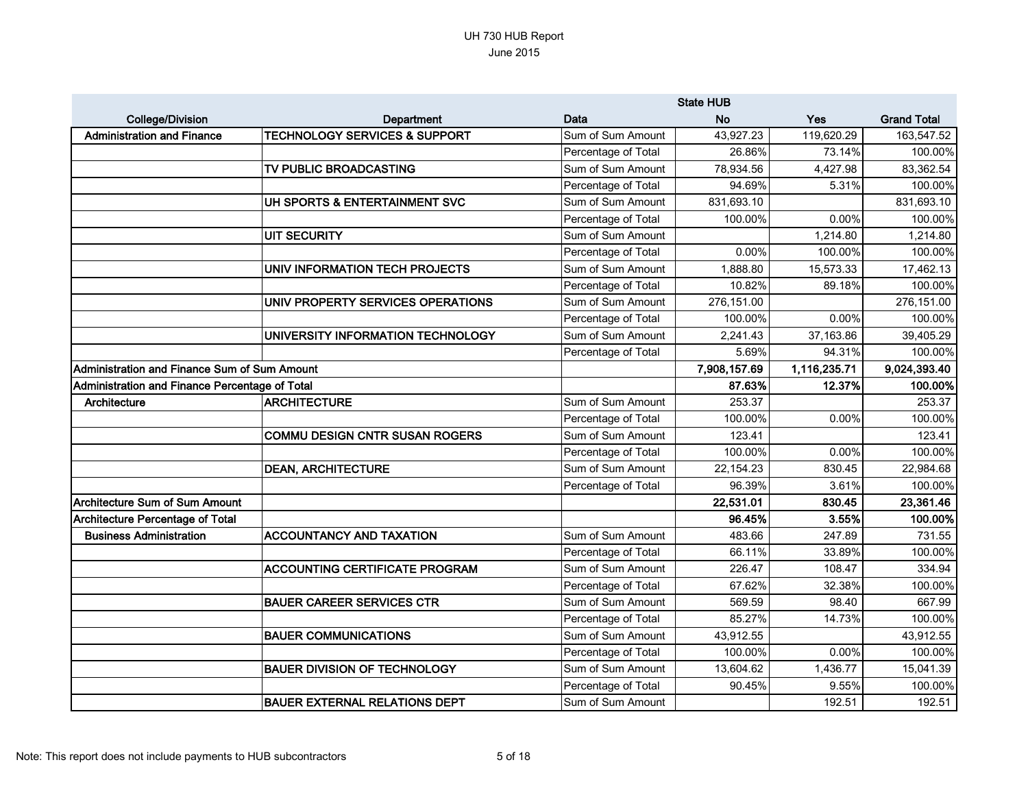UH 730 HUB Report
June 2015

| | | | State HUB | | |
|---|---|---|---|---|---|
| College/Division | Department | Data | No | Yes | Grand Total |
| Administration and Finance | TECHNOLOGY SERVICES & SUPPORT | Sum of Sum Amount | 43,927.23 | 119,620.29 | 163,547.52 |
| | | Percentage of Total | 26.86% | 73.14% | 100.00% |
| | TV PUBLIC BROADCASTING | Sum of Sum Amount | 78,934.56 | 4,427.98 | 83,362.54 |
| | | Percentage of Total | 94.69% | 5.31% | 100.00% |
| | UH SPORTS & ENTERTAINMENT SVC | Sum of Sum Amount | 831,693.10 | | 831,693.10 |
| | | Percentage of Total | 100.00% | 0.00% | 100.00% |
| | UIT SECURITY | Sum of Sum Amount | | 1,214.80 | 1,214.80 |
| | | Percentage of Total | 0.00% | 100.00% | 100.00% |
| | UNIV INFORMATION TECH PROJECTS | Sum of Sum Amount | 1,888.80 | 15,573.33 | 17,462.13 |
| | | Percentage of Total | 10.82% | 89.18% | 100.00% |
| | UNIV PROPERTY SERVICES OPERATIONS | Sum of Sum Amount | 276,151.00 | | 276,151.00 |
| | | Percentage of Total | 100.00% | 0.00% | 100.00% |
| | UNIVERSITY INFORMATION TECHNOLOGY | Sum of Sum Amount | 2,241.43 | 37,163.86 | 39,405.29 |
| | | Percentage of Total | 5.69% | 94.31% | 100.00% |
| **Administration and Finance Sum of Sum Amount** | | | **7,908,157.69** | **1,116,235.71** | **9,024,393.40** |
| **Administration and Finance Percentage of Total** | | | **87.63%** | **12.37%** | **100.00%** |
| Architecture | ARCHITECTURE | Sum of Sum Amount | 253.37 | | 253.37 |
| | | Percentage of Total | 100.00% | 0.00% | 100.00% |
| | COMMU DESIGN CNTR SUSAN ROGERS | Sum of Sum Amount | 123.41 | | 123.41 |
| | | Percentage of Total | 100.00% | 0.00% | 100.00% |
| | DEAN, ARCHITECTURE | Sum of Sum Amount | 22,154.23 | 830.45 | 22,984.68 |
| | | Percentage of Total | 96.39% | 3.61% | 100.00% |
| **Architecture Sum of Sum Amount** | | | **22,531.01** | **830.45** | **23,361.46** |
| **Architecture Percentage of Total** | | | **96.45%** | **3.55%** | **100.00%** |
| Business Administration | ACCOUNTANCY AND TAXATION | Sum of Sum Amount | 483.66 | 247.89 | 731.55 |
| | | Percentage of Total | 66.11% | 33.89% | 100.00% |
| | ACCOUNTING CERTIFICATE PROGRAM | Sum of Sum Amount | 226.47 | 108.47 | 334.94 |
| | | Percentage of Total | 67.62% | 32.38% | 100.00% |
| | BAUER CAREER SERVICES CTR | Sum of Sum Amount | 569.59 | 98.40 | 667.99 |
| | | Percentage of Total | 85.27% | 14.73% | 100.00% |
| | BAUER COMMUNICATIONS | Sum of Sum Amount | 43,912.55 | | 43,912.55 |
| | | Percentage of Total | 100.00% | 0.00% | 100.00% |
| | BAUER DIVISION OF TECHNOLOGY | Sum of Sum Amount | 13,604.62 | 1,436.77 | 15,041.39 |
| | | Percentage of Total | 90.45% | 9.55% | 100.00% |
| | BAUER EXTERNAL RELATIONS DEPT | Sum of Sum Amount | | 192.51 | 192.51 |

Note: This report does not include payments to HUB subcontractors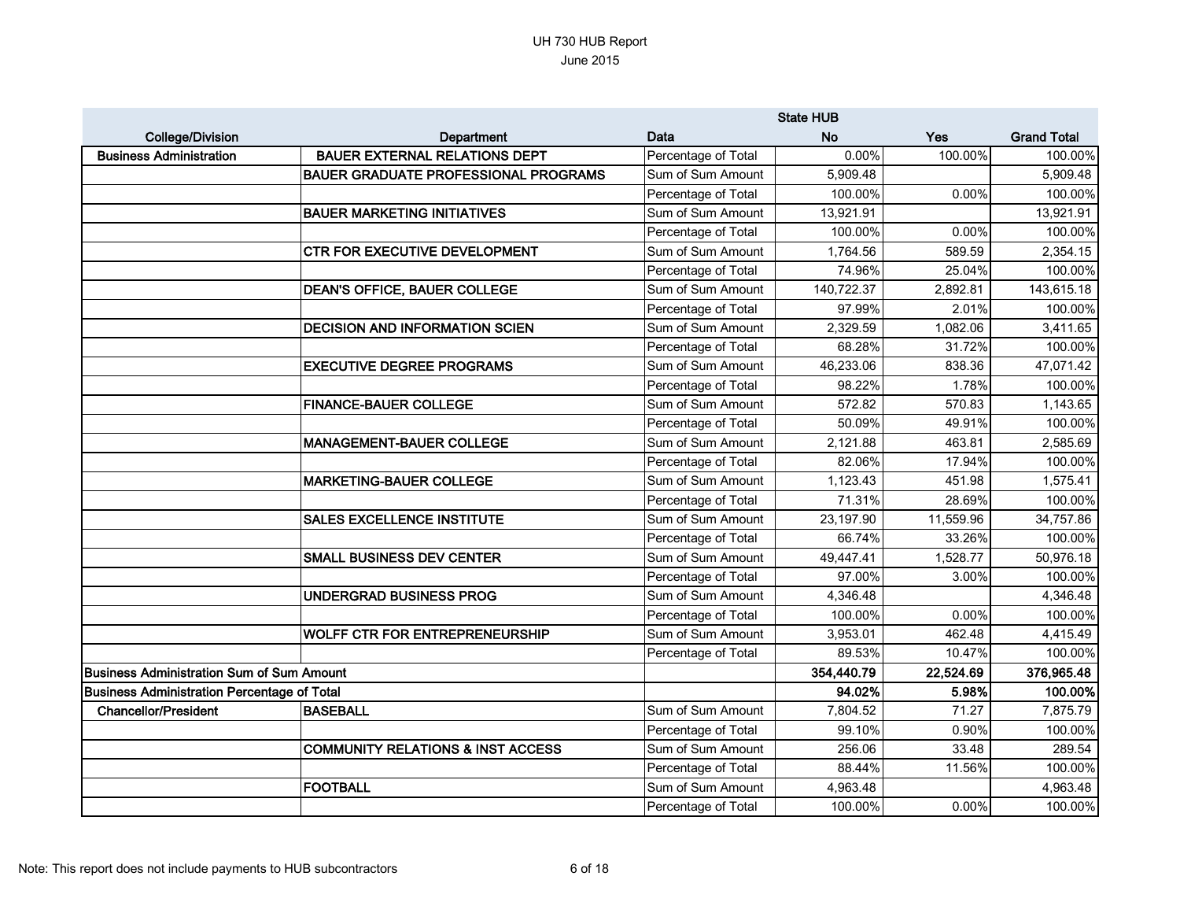UH 730 HUB Report
June 2015

| College/Division | Department | Data | State HUB No | Yes | Grand Total |
|---|---|---|---|---|---|
| Business Administration | BAUER EXTERNAL RELATIONS DEPT | Percentage of Total | 0.00% | 100.00% | 100.00% |
| | BAUER GRADUATE PROFESSIONAL PROGRAMS | Sum of Sum Amount | 5,909.48 | | 5,909.48 |
| | | Percentage of Total | 100.00% | 0.00% | 100.00% |
| | BAUER MARKETING INITIATIVES | Sum of Sum Amount | 13,921.91 | | 13,921.91 |
| | | Percentage of Total | 100.00% | 0.00% | 100.00% |
| | CTR FOR EXECUTIVE DEVELOPMENT | Sum of Sum Amount | 1,764.56 | 589.59 | 2,354.15 |
| | | Percentage of Total | 74.96% | 25.04% | 100.00% |
| | DEAN'S OFFICE, BAUER COLLEGE | Sum of Sum Amount | 140,722.37 | 2,892.81 | 143,615.18 |
| | | Percentage of Total | 97.99% | 2.01% | 100.00% |
| | DECISION AND INFORMATION SCIEN | Sum of Sum Amount | 2,329.59 | 1,082.06 | 3,411.65 |
| | | Percentage of Total | 68.28% | 31.72% | 100.00% |
| | EXECUTIVE DEGREE PROGRAMS | Sum of Sum Amount | 46,233.06 | 838.36 | 47,071.42 |
| | | Percentage of Total | 98.22% | 1.78% | 100.00% |
| | FINANCE-BAUER COLLEGE | Sum of Sum Amount | 572.82 | 570.83 | 1,143.65 |
| | | Percentage of Total | 50.09% | 49.91% | 100.00% |
| | MANAGEMENT-BAUER COLLEGE | Sum of Sum Amount | 2,121.88 | 463.81 | 2,585.69 |
| | | Percentage of Total | 82.06% | 17.94% | 100.00% |
| | MARKETING-BAUER COLLEGE | Sum of Sum Amount | 1,123.43 | 451.98 | 1,575.41 |
| | | Percentage of Total | 71.31% | 28.69% | 100.00% |
| | SALES EXCELLENCE INSTITUTE | Sum of Sum Amount | 23,197.90 | 11,559.96 | 34,757.86 |
| | | Percentage of Total | 66.74% | 33.26% | 100.00% |
| | SMALL BUSINESS DEV CENTER | Sum of Sum Amount | 49,447.41 | 1,528.77 | 50,976.18 |
| | | Percentage of Total | 97.00% | 3.00% | 100.00% |
| | UNDERGRAD BUSINESS PROG | Sum of Sum Amount | 4,346.48 | | 4,346.48 |
| | | Percentage of Total | 100.00% | 0.00% | 100.00% |
| | WOLFF CTR FOR ENTREPRENEURSHIP | Sum of Sum Amount | 3,953.01 | 462.48 | 4,415.49 |
| | | Percentage of Total | 89.53% | 10.47% | 100.00% |
| **Business Administration Sum of Sum Amount** | | | **354,440.79** | **22,524.69** | **376,965.48** |
| **Business Administration Percentage of Total** | | | **94.02%** | **5.98%** | **100.00%** |
| Chancellor/President | BASEBALL | Sum of Sum Amount | 7,804.52 | 71.27 | 7,875.79 |
| | | Percentage of Total | 99.10% | 0.90% | 100.00% |
| | COMMUNITY RELATIONS & INST ACCESS | Sum of Sum Amount | 256.06 | 33.48 | 289.54 |
| | | Percentage of Total | 88.44% | 11.56% | 100.00% |
| | FOOTBALL | Sum of Sum Amount | 4,963.48 | | 4,963.48 |
| | | Percentage of Total | 100.00% | 0.00% | 100.00% |

Note: This report does not include payments to HUB subcontractors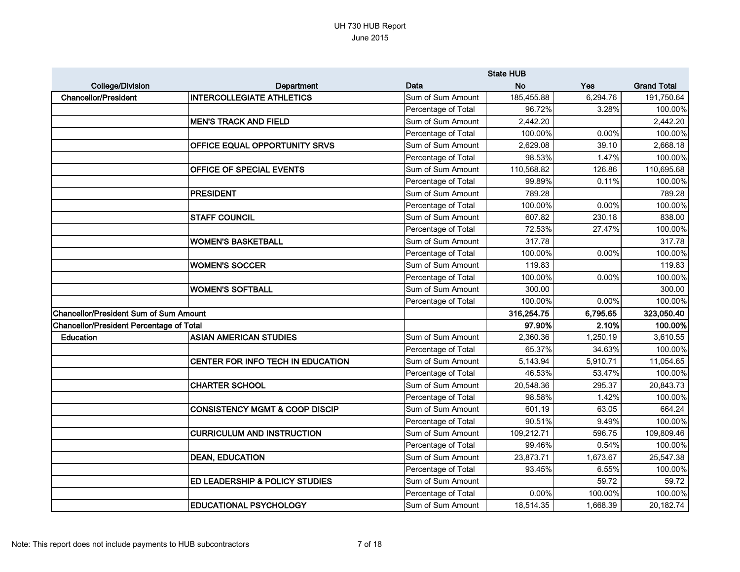UH 730 HUB Report
June 2015

| College/Division | Department | Data | State HUB No | Yes | Grand Total |
|---|---|---|---|---|---|
| Chancellor/President | INTERCOLLEGIATE ATHLETICS | Sum of Sum Amount | 185,455.88 | 6,294.76 | 191,750.64 |
| | | Percentage of Total | 96.72% | 3.28% | 100.00% |
| | MEN'S TRACK AND FIELD | Sum of Sum Amount | 2,442.20 | | 2,442.20 |
| | | Percentage of Total | 100.00% | 0.00% | 100.00% |
| | OFFICE EQUAL OPPORTUNITY SRVS | Sum of Sum Amount | 2,629.08 | 39.10 | 2,668.18 |
| | | Percentage of Total | 98.53% | 1.47% | 100.00% |
| | OFFICE OF SPECIAL EVENTS | Sum of Sum Amount | 110,568.82 | 126.86 | 110,695.68 |
| | | Percentage of Total | 99.89% | 0.11% | 100.00% |
| | PRESIDENT | Sum of Sum Amount | 789.28 | | 789.28 |
| | | Percentage of Total | 100.00% | 0.00% | 100.00% |
| | STAFF COUNCIL | Sum of Sum Amount | 607.82 | 230.18 | 838.00 |
| | | Percentage of Total | 72.53% | 27.47% | 100.00% |
| | WOMEN'S BASKETBALL | Sum of Sum Amount | 317.78 | | 317.78 |
| | | Percentage of Total | 100.00% | 0.00% | 100.00% |
| | WOMEN'S SOCCER | Sum of Sum Amount | 119.83 | | 119.83 |
| | | Percentage of Total | 100.00% | 0.00% | 100.00% |
| | WOMEN'S SOFTBALL | Sum of Sum Amount | 300.00 | | 300.00 |
| | | Percentage of Total | 100.00% | 0.00% | 100.00% |
| **Chancellor/President Sum of Sum Amount** | | | **316,254.75** | **6,795.65** | **323,050.40** |
| **Chancellor/President Percentage of Total** | | | **97.90%** | **2.10%** | **100.00%** |
| Education | ASIAN AMERICAN STUDIES | Sum of Sum Amount | 2,360.36 | 1,250.19 | 3,610.55 |
| | | Percentage of Total | 65.37% | 34.63% | 100.00% |
| | CENTER FOR INFO TECH IN EDUCATION | Sum of Sum Amount | 5,143.94 | 5,910.71 | 11,054.65 |
| | | Percentage of Total | 46.53% | 53.47% | 100.00% |
| | CHARTER SCHOOL | Sum of Sum Amount | 20,548.36 | 295.37 | 20,843.73 |
| | | Percentage of Total | 98.58% | 1.42% | 100.00% |
| | CONSISTENCY MGMT & COOP DISCIP | Sum of Sum Amount | 601.19 | 63.05 | 664.24 |
| | | Percentage of Total | 90.51% | 9.49% | 100.00% |
| | CURRICULUM AND INSTRUCTION | Sum of Sum Amount | 109,212.71 | 596.75 | 109,809.46 |
| | | Percentage of Total | 99.46% | 0.54% | 100.00% |
| | DEAN, EDUCATION | Sum of Sum Amount | 23,873.71 | 1,673.67 | 25,547.38 |
| | | Percentage of Total | 93.45% | 6.55% | 100.00% |
| | ED LEADERSHIP & POLICY STUDIES | Sum of Sum Amount | | 59.72 | 59.72 |
| | | Percentage of Total | 0.00% | 100.00% | 100.00% |
| | EDUCATIONAL PSYCHOLOGY | Sum of Sum Amount | 18,514.35 | 1,668.39 | 20,182.74 |

Note: This report does not include payments to HUB subcontractors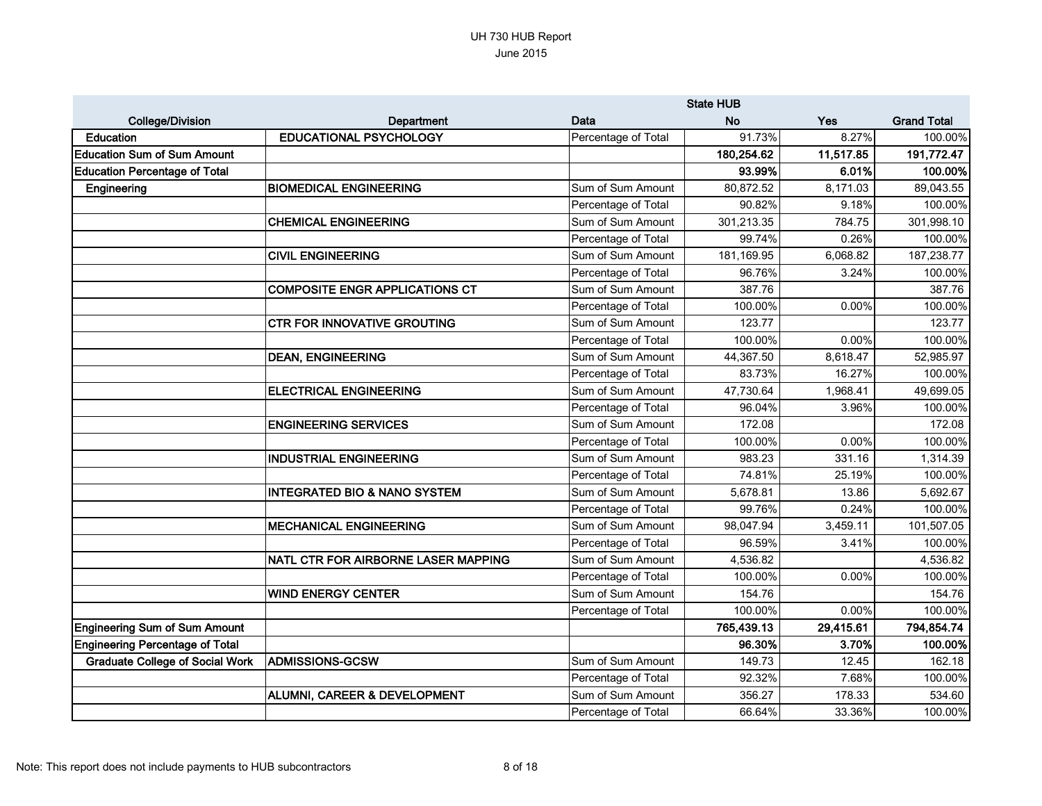UH 730 HUB Report
June 2015

| College/Division | Department | Data | State HUB No | Yes | Grand Total |
|---|---|---|---|---|---|
| Education | EDUCATIONAL PSYCHOLOGY | Percentage of Total | 91.73% | 8.27% | 100.00% |
| **Education Sum of Sum Amount** | | | **180,254.62** | **11,517.85** | **191,772.47** |
| **Education Percentage of Total** | | | **93.99%** | **6.01%** | **100.00%** |
| Engineering | BIOMEDICAL ENGINEERING | Sum of Sum Amount | 80,872.52 | 8,171.03 | 89,043.55 |
| | | Percentage of Total | 90.82% | 9.18% | 100.00% |
| | CHEMICAL ENGINEERING | Sum of Sum Amount | 301,213.35 | 784.75 | 301,998.10 |
| | | Percentage of Total | 99.74% | 0.26% | 100.00% |
| | CIVIL ENGINEERING | Sum of Sum Amount | 181,169.95 | 6,068.82 | 187,238.77 |
| | | Percentage of Total | 96.76% | 3.24% | 100.00% |
| | COMPOSITE ENGR APPLICATIONS CT | Sum of Sum Amount | 387.76 | | 387.76 |
| | | Percentage of Total | 100.00% | 0.00% | 100.00% |
| | CTR FOR INNOVATIVE GROUTING | Sum of Sum Amount | 123.77 | | 123.77 |
| | | Percentage of Total | 100.00% | 0.00% | 100.00% |
| | DEAN, ENGINEERING | Sum of Sum Amount | 44,367.50 | 8,618.47 | 52,985.97 |
| | | Percentage of Total | 83.73% | 16.27% | 100.00% |
| | ELECTRICAL ENGINEERING | Sum of Sum Amount | 47,730.64 | 1,968.41 | 49,699.05 |
| | | Percentage of Total | 96.04% | 3.96% | 100.00% |
| | ENGINEERING SERVICES | Sum of Sum Amount | 172.08 | | 172.08 |
| | | Percentage of Total | 100.00% | 0.00% | 100.00% |
| | INDUSTRIAL ENGINEERING | Sum of Sum Amount | 983.23 | 331.16 | 1,314.39 |
| | | Percentage of Total | 74.81% | 25.19% | 100.00% |
| | INTEGRATED BIO & NANO SYSTEM | Sum of Sum Amount | 5,678.81 | 13.86 | 5,692.67 |
| | | Percentage of Total | 99.76% | 0.24% | 100.00% |
| | MECHANICAL ENGINEERING | Sum of Sum Amount | 98,047.94 | 3,459.11 | 101,507.05 |
| | | Percentage of Total | 96.59% | 3.41% | 100.00% |
| | NATL CTR FOR AIRBORNE LASER MAPPING | Sum of Sum Amount | 4,536.82 | | 4,536.82 |
| | | Percentage of Total | 100.00% | 0.00% | 100.00% |
| | WIND ENERGY CENTER | Sum of Sum Amount | 154.76 | | 154.76 |
| | | Percentage of Total | 100.00% | 0.00% | 100.00% |
| **Engineering Sum of Sum Amount** | | | **765,439.13** | **29,415.61** | **794,854.74** |
| **Engineering Percentage of Total** | | | **96.30%** | **3.70%** | **100.00%** |
| Graduate College of Social Work | ADMISSIONS-GCSW | Sum of Sum Amount | 149.73 | 12.45 | 162.18 |
| | | Percentage of Total | 92.32% | 7.68% | 100.00% |
| | ALUMNI, CAREER & DEVELOPMENT | Sum of Sum Amount | 356.27 | 178.33 | 534.60 |
| | | Percentage of Total | 66.64% | 33.36% | 100.00% |

Note: This report does not include payments to HUB subcontractors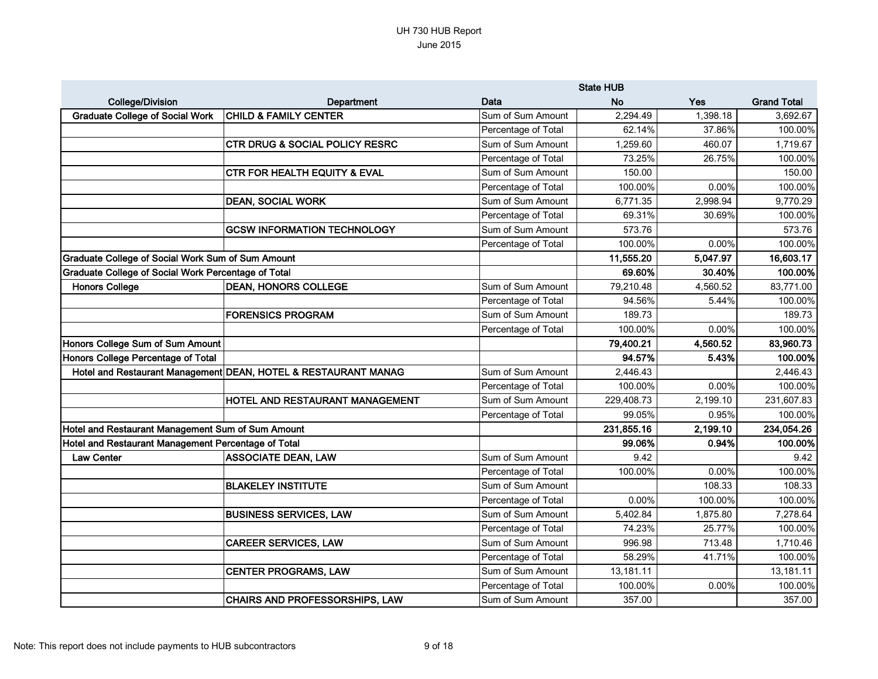UH 730 HUB Report
June 2015

| College/Division | Department | Data | State HUB No | Yes | Grand Total |
|---|---|---|---|---|---|
| **Graduate College of Social Work** | **CHILD & FAMILY CENTER** | Sum of Sum Amount | 2,294.49 | 1,398.18 | 3,692.67 |
| | | Percentage of Total | 62.14% | 37.86% | 100.00% |
| | **CTR DRUG & SOCIAL POLICY RESRC** | Sum of Sum Amount | 1,259.60 | 460.07 | 1,719.67 |
| | | Percentage of Total | 73.25% | 26.75% | 100.00% |
| | **CTR FOR HEALTH EQUITY & EVAL** | Sum of Sum Amount | 150.00 | | 150.00 |
| | | Percentage of Total | 100.00% | 0.00% | 100.00% |
| | **DEAN, SOCIAL WORK** | Sum of Sum Amount | 6,771.35 | 2,998.94 | 9,770.29 |
| | | Percentage of Total | 69.31% | 30.69% | 100.00% |
| | **GCSW INFORMATION TECHNOLOGY** | Sum of Sum Amount | 573.76 | | 573.76 |
| | | Percentage of Total | 100.00% | 0.00% | 100.00% |
| **Graduate College of Social Work Sum of Sum Amount** | | | **11,555.20** | **5,047.97** | **16,603.17** |
| **Graduate College of Social Work Percentage of Total** | | | **69.60%** | **30.40%** | **100.00%** |
| **Honors College** | **DEAN, HONORS COLLEGE** | Sum of Sum Amount | 79,210.48 | 4,560.52 | 83,771.00 |
| | | Percentage of Total | 94.56% | 5.44% | 100.00% |
| | **FORENSICS PROGRAM** | Sum of Sum Amount | 189.73 | | 189.73 |
| | | Percentage of Total | 100.00% | 0.00% | 100.00% |
| **Honors College Sum of Sum Amount** | | | **79,400.21** | **4,560.52** | **83,960.73** |
| **Honors College Percentage of Total** | | | **94.57%** | **5.43%** | **100.00%** |
| **Hotel and Restaurant Management** | **DEAN, HOTEL & RESTAURANT MANAG** | Sum of Sum Amount | 2,446.43 | | 2,446.43 |
| | | Percentage of Total | 100.00% | 0.00% | 100.00% |
| | **HOTEL AND RESTAURANT MANAGEMENT** | Sum of Sum Amount | 229,408.73 | 2,199.10 | 231,607.83 |
| | | Percentage of Total | 99.05% | 0.95% | 100.00% |
| **Hotel and Restaurant Management Sum of Sum Amount** | | | **231,855.16** | **2,199.10** | **234,054.26** |
| **Hotel and Restaurant Management Percentage of Total** | | | **99.06%** | **0.94%** | **100.00%** |
| **Law Center** | **ASSOCIATE DEAN, LAW** | Sum of Sum Amount | 9.42 | | 9.42 |
| | | Percentage of Total | 100.00% | 0.00% | 100.00% |
| | **BLAKELEY INSTITUTE** | Sum of Sum Amount | | 108.33 | 108.33 |
| | | Percentage of Total | 0.00% | 100.00% | 100.00% |
| | **BUSINESS SERVICES, LAW** | Sum of Sum Amount | 5,402.84 | 1,875.80 | 7,278.64 |
| | | Percentage of Total | 74.23% | 25.77% | 100.00% |
| | **CAREER SERVICES, LAW** | Sum of Sum Amount | 996.98 | 713.48 | 1,710.46 |
| | | Percentage of Total | 58.29% | 41.71% | 100.00% |
| | **CENTER PROGRAMS, LAW** | Sum of Sum Amount | 13,181.11 | | 13,181.11 |
| | | Percentage of Total | 100.00% | 0.00% | 100.00% |
| | **CHAIRS AND PROFESSORSHIPS, LAW** | Sum of Sum Amount | 357.00 | | 357.00 |

Note: This report does not include payments to HUB subcontractors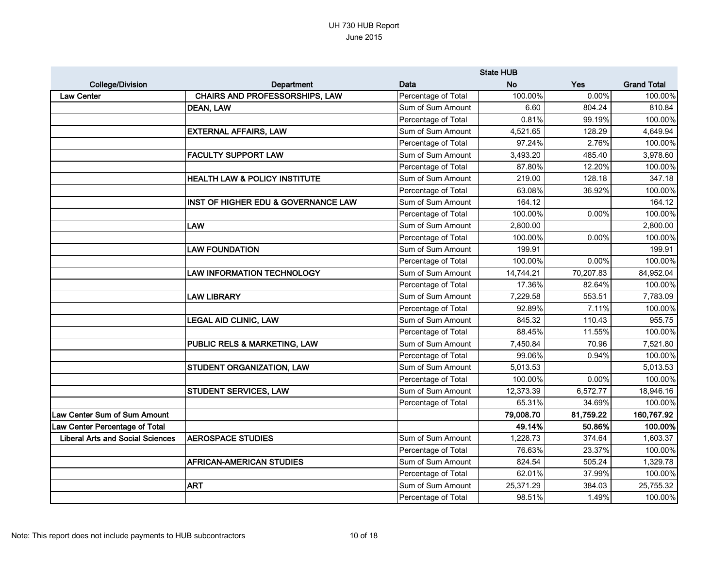UH 730 HUB Report
June 2015

| College/Division | Department | Data | State HUB No | Yes | Grand Total |
|---|---|---|---|---|---|
| Law Center | CHAIRS AND PROFESSORSHIPS, LAW | Percentage of Total | 100.00% | 0.00% | 100.00% |
| | DEAN, LAW | Sum of Sum Amount | 6.60 | 804.24 | 810.84 |
| | | Percentage of Total | 0.81% | 99.19% | 100.00% |
| | EXTERNAL AFFAIRS, LAW | Sum of Sum Amount | 4,521.65 | 128.29 | 4,649.94 |
| | | Percentage of Total | 97.24% | 2.76% | 100.00% |
| | FACULTY SUPPORT LAW | Sum of Sum Amount | 3,493.20 | 485.40 | 3,978.60 |
| | | Percentage of Total | 87.80% | 12.20% | 100.00% |
| | HEALTH LAW & POLICY INSTITUTE | Sum of Sum Amount | 219.00 | 128.18 | 347.18 |
| | | Percentage of Total | 63.08% | 36.92% | 100.00% |
| | INST OF HIGHER EDU & GOVERNANCE LAW | Sum of Sum Amount | 164.12 | | 164.12 |
| | | Percentage of Total | 100.00% | 0.00% | 100.00% |
| | LAW | Sum of Sum Amount | 2,800.00 | | 2,800.00 |
| | | Percentage of Total | 100.00% | 0.00% | 100.00% |
| | LAW FOUNDATION | Sum of Sum Amount | 199.91 | | 199.91 |
| | | Percentage of Total | 100.00% | 0.00% | 100.00% |
| | LAW INFORMATION TECHNOLOGY | Sum of Sum Amount | 14,744.21 | 70,207.83 | 84,952.04 |
| | | Percentage of Total | 17.36% | 82.64% | 100.00% |
| | LAW LIBRARY | Sum of Sum Amount | 7,229.58 | 553.51 | 7,783.09 |
| | | Percentage of Total | 92.89% | 7.11% | 100.00% |
| | LEGAL AID CLINIC, LAW | Sum of Sum Amount | 845.32 | 110.43 | 955.75 |
| | | Percentage of Total | 88.45% | 11.55% | 100.00% |
| | PUBLIC RELS & MARKETING, LAW | Sum of Sum Amount | 7,450.84 | 70.96 | 7,521.80 |
| | | Percentage of Total | 99.06% | 0.94% | 100.00% |
| | STUDENT ORGANIZATION, LAW | Sum of Sum Amount | 5,013.53 | | 5,013.53 |
| | | Percentage of Total | 100.00% | 0.00% | 100.00% |
| | STUDENT SERVICES, LAW | Sum of Sum Amount | 12,373.39 | 6,572.77 | 18,946.16 |
| | | Percentage of Total | 65.31% | 34.69% | 100.00% |
| **Law Center Sum of Sum Amount** | | | **79,008.70** | **81,759.22** | **160,767.92** |
| **Law Center Percentage of Total** | | | **49.14%** | **50.86%** | **100.00%** |
| Liberal Arts and Social Sciences | AEROSPACE STUDIES | Sum of Sum Amount | 1,228.73 | 374.64 | 1,603.37 |
| | | Percentage of Total | 76.63% | 23.37% | 100.00% |
| | AFRICAN-AMERICAN STUDIES | Sum of Sum Amount | 824.54 | 505.24 | 1,329.78 |
| | | Percentage of Total | 62.01% | 37.99% | 100.00% |
| | ART | Sum of Sum Amount | 25,371.29 | 384.03 | 25,755.32 |
| | | Percentage of Total | 98.51% | 1.49% | 100.00% |

Note: This report does not include payments to HUB subcontractors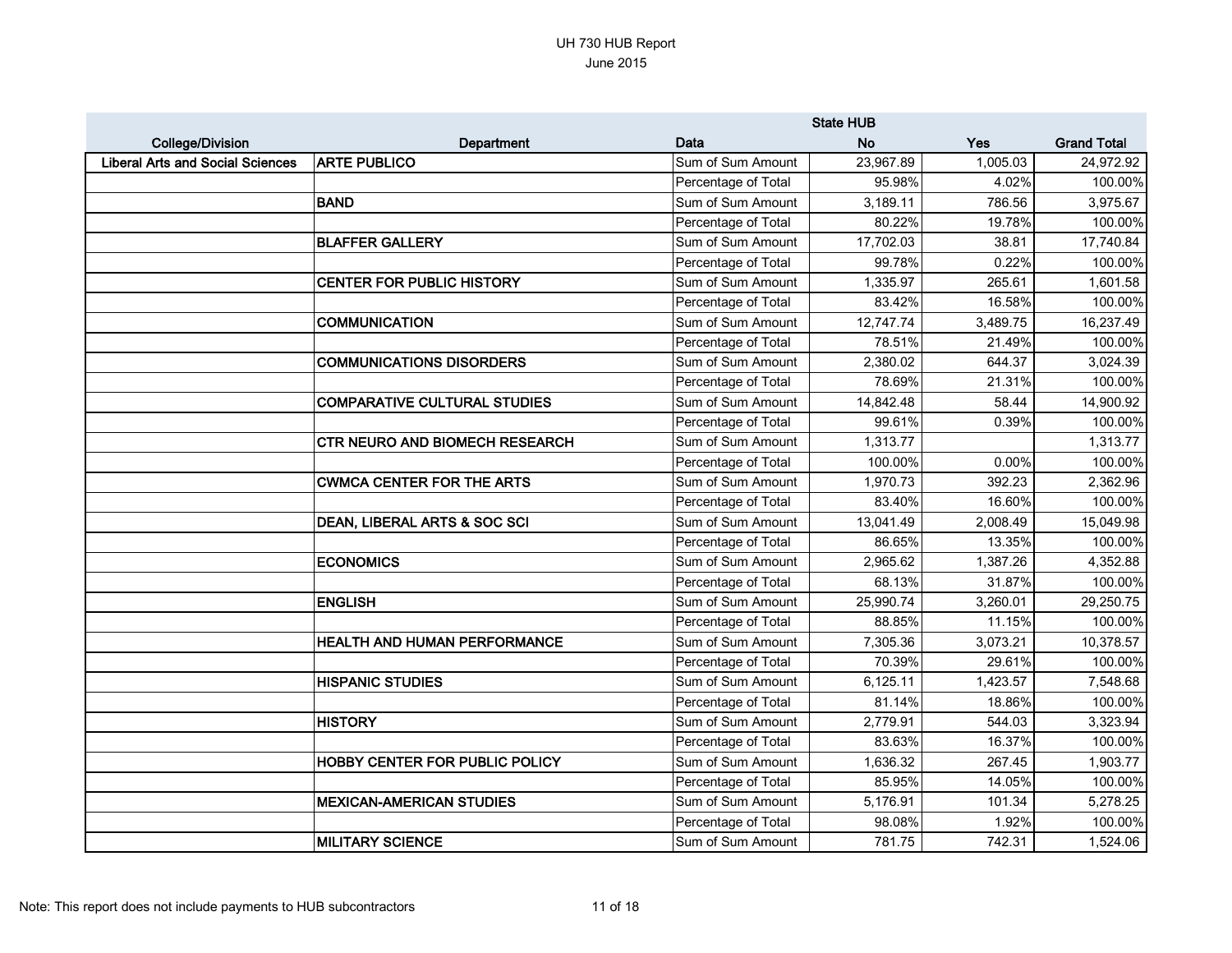UH 730 HUB Report
June 2015

| College/Division | Department | Data | State HUB No | Yes | Grand Total |
|---|---|---|---|---|---|
| **Liberal Arts and Social Sciences** | **ARTE PUBLICO** | Sum of Sum Amount | 23,967.89 | 1,005.03 | 24,972.92 |
| | | Percentage of Total | 95.98% | 4.02% | 100.00% |
| | **BAND** | Sum of Sum Amount | 3,189.11 | 786.56 | 3,975.67 |
| | | Percentage of Total | 80.22% | 19.78% | 100.00% |
| | **BLAFFER GALLERY** | Sum of Sum Amount | 17,702.03 | 38.81 | 17,740.84 |
| | | Percentage of Total | 99.78% | 0.22% | 100.00% |
| | **CENTER FOR PUBLIC HISTORY** | Sum of Sum Amount | 1,335.97 | 265.61 | 1,601.58 |
| | | Percentage of Total | 83.42% | 16.58% | 100.00% |
| | **COMMUNICATION** | Sum of Sum Amount | 12,747.74 | 3,489.75 | 16,237.49 |
| | | Percentage of Total | 78.51% | 21.49% | 100.00% |
| | **COMMUNICATIONS DISORDERS** | Sum of Sum Amount | 2,380.02 | 644.37 | 3,024.39 |
| | | Percentage of Total | 78.69% | 21.31% | 100.00% |
| | **COMPARATIVE CULTURAL STUDIES** | Sum of Sum Amount | 14,842.48 | 58.44 | 14,900.92 |
| | | Percentage of Total | 99.61% | 0.39% | 100.00% |
| | **CTR NEURO AND BIOMECH RESEARCH** | Sum of Sum Amount | 1,313.77 | | 1,313.77 |
| | | Percentage of Total | 100.00% | 0.00% | 100.00% |
| | **CWMCA CENTER FOR THE ARTS** | Sum of Sum Amount | 1,970.73 | 392.23 | 2,362.96 |
| | | Percentage of Total | 83.40% | 16.60% | 100.00% |
| | **DEAN, LIBERAL ARTS & SOC SCI** | Sum of Sum Amount | 13,041.49 | 2,008.49 | 15,049.98 |
| | | Percentage of Total | 86.65% | 13.35% | 100.00% |
| | **ECONOMICS** | Sum of Sum Amount | 2,965.62 | 1,387.26 | 4,352.88 |
| | | Percentage of Total | 68.13% | 31.87% | 100.00% |
| | **ENGLISH** | Sum of Sum Amount | 25,990.74 | 3,260.01 | 29,250.75 |
| | | Percentage of Total | 88.85% | 11.15% | 100.00% |
| | **HEALTH AND HUMAN PERFORMANCE** | Sum of Sum Amount | 7,305.36 | 3,073.21 | 10,378.57 |
| | | Percentage of Total | 70.39% | 29.61% | 100.00% |
| | **HISPANIC STUDIES** | Sum of Sum Amount | 6,125.11 | 1,423.57 | 7,548.68 |
| | | Percentage of Total | 81.14% | 18.86% | 100.00% |
| | **HISTORY** | Sum of Sum Amount | 2,779.91 | 544.03 | 3,323.94 |
| | | Percentage of Total | 83.63% | 16.37% | 100.00% |
| | **HOBBY CENTER FOR PUBLIC POLICY** | Sum of Sum Amount | 1,636.32 | 267.45 | 1,903.77 |
| | | Percentage of Total | 85.95% | 14.05% | 100.00% |
| | **MEXICAN-AMERICAN STUDIES** | Sum of Sum Amount | 5,176.91 | 101.34 | 5,278.25 |
| | | Percentage of Total | 98.08% | 1.92% | 100.00% |
| | **MILITARY SCIENCE** | Sum of Sum Amount | 781.75 | 742.31 | 1,524.06 |

Note: This report does not include payments to HUB subcontractors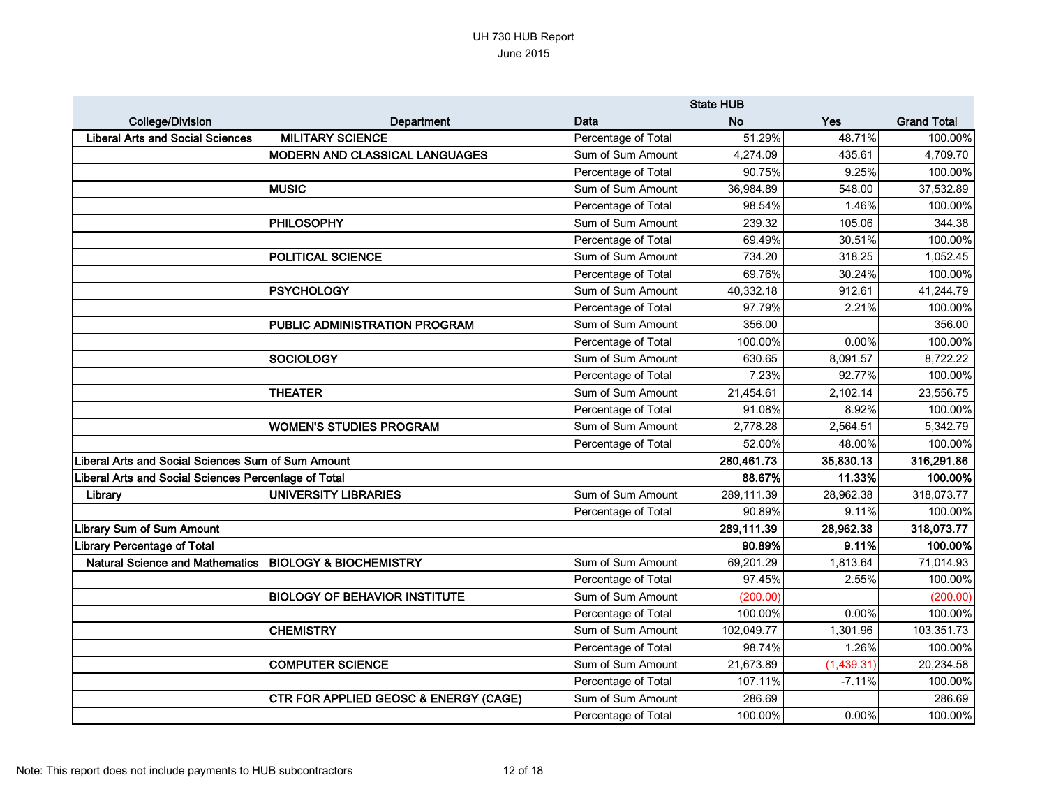UH 730 HUB Report
June 2015

| College/Division | Department | Data | State HUB No | Yes | Grand Total |
|---|---|---|---|---|---|
| Liberal Arts and Social Sciences | MILITARY SCIENCE | Percentage of Total | 51.29% | 48.71% | 100.00% |
| | MODERN AND CLASSICAL LANGUAGES | Sum of Sum Amount | 4,274.09 | 435.61 | 4,709.70 |
| | | Percentage of Total | 90.75% | 9.25% | 100.00% |
| | MUSIC | Sum of Sum Amount | 36,984.89 | 548.00 | 37,532.89 |
| | | Percentage of Total | 98.54% | 1.46% | 100.00% |
| | PHILOSOPHY | Sum of Sum Amount | 239.32 | 105.06 | 344.38 |
| | | Percentage of Total | 69.49% | 30.51% | 100.00% |
| | POLITICAL SCIENCE | Sum of Sum Amount | 734.20 | 318.25 | 1,052.45 |
| | | Percentage of Total | 69.76% | 30.24% | 100.00% |
| | PSYCHOLOGY | Sum of Sum Amount | 40,332.18 | 912.61 | 41,244.79 |
| | | Percentage of Total | 97.79% | 2.21% | 100.00% |
| | PUBLIC ADMINISTRATION PROGRAM | Sum of Sum Amount | 356.00 | | 356.00 |
| | | Percentage of Total | 100.00% | 0.00% | 100.00% |
| | SOCIOLOGY | Sum of Sum Amount | 630.65 | 8,091.57 | 8,722.22 |
| | | Percentage of Total | 7.23% | 92.77% | 100.00% |
| | THEATER | Sum of Sum Amount | 21,454.61 | 2,102.14 | 23,556.75 |
| | | Percentage of Total | 91.08% | 8.92% | 100.00% |
| | WOMEN'S STUDIES PROGRAM | Sum of Sum Amount | 2,778.28 | 2,564.51 | 5,342.79 |
| | | Percentage of Total | 52.00% | 48.00% | 100.00% |
| **Liberal Arts and Social Sciences Sum of Sum Amount** | | | **280,461.73** | **35,830.13** | **316,291.86** |
| **Liberal Arts and Social Sciences Percentage of Total** | | | **88.67%** | **11.33%** | **100.00%** |
| Library | UNIVERSITY LIBRARIES | Sum of Sum Amount | 289,111.39 | 28,962.38 | 318,073.77 |
| | | Percentage of Total | 90.89% | 9.11% | 100.00% |
| **Library Sum of Sum Amount** | | | **289,111.39** | **28,962.38** | **318,073.77** |
| **Library Percentage of Total** | | | **90.89%** | **9.11%** | **100.00%** |
| Natural Science and Mathematics | BIOLOGY & BIOCHEMISTRY | Sum of Sum Amount | 69,201.29 | 1,813.64 | 71,014.93 |
| | | Percentage of Total | 97.45% | 2.55% | 100.00% |
| | BIOLOGY OF BEHAVIOR INSTITUTE | Sum of Sum Amount | (200.00) | | (200.00) |
| | | Percentage of Total | 100.00% | 0.00% | 100.00% |
| | CHEMISTRY | Sum of Sum Amount | 102,049.77 | 1,301.96 | 103,351.73 |
| | | Percentage of Total | 98.74% | 1.26% | 100.00% |
| | COMPUTER SCIENCE | Sum of Sum Amount | 21,673.89 | (1,439.31) | 20,234.58 |
| | | Percentage of Total | 107.11% | -7.11% | 100.00% |
| | CTR FOR APPLIED GEOSC & ENERGY (CAGE) | Sum of Sum Amount | 286.69 | | 286.69 |
| | | Percentage of Total | 100.00% | 0.00% | 100.00% |

Note: This report does not include payments to HUB subcontractors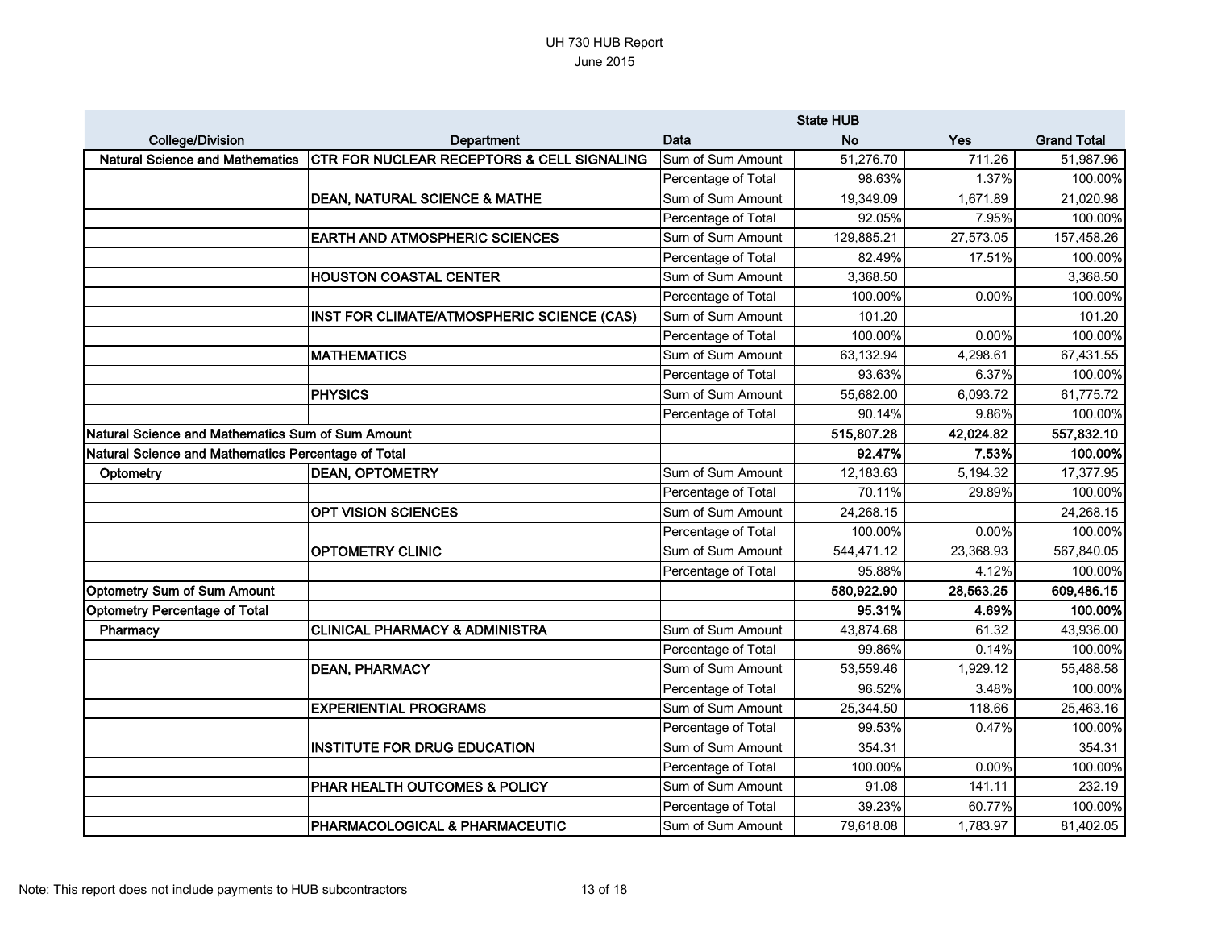UH 730 HUB Report
June 2015

| College/Division | Department | Data | State HUB No | Yes | Grand Total |
|---|---|---|---|---|---|
| Natural Science and Mathematics | CTR FOR NUCLEAR RECEPTORS & CELL SIGNALING | Sum of Sum Amount | 51,276.70 | 711.26 | 51,987.96 |
| | | Percentage of Total | 98.63% | 1.37% | 100.00% |
| | DEAN, NATURAL SCIENCE & MATHE | Sum of Sum Amount | 19,349.09 | 1,671.89 | 21,020.98 |
| | | Percentage of Total | 92.05% | 7.95% | 100.00% |
| | EARTH AND ATMOSPHERIC SCIENCES | Sum of Sum Amount | 129,885.21 | 27,573.05 | 157,458.26 |
| | | Percentage of Total | 82.49% | 17.51% | 100.00% |
| | HOUSTON COASTAL CENTER | Sum of Sum Amount | 3,368.50 | | 3,368.50 |
| | | Percentage of Total | 100.00% | 0.00% | 100.00% |
| | INST FOR CLIMATE/ATMOSPHERIC SCIENCE (CAS) | Sum of Sum Amount | 101.20 | | 101.20 |
| | | Percentage of Total | 100.00% | 0.00% | 100.00% |
| | MATHEMATICS | Sum of Sum Amount | 63,132.94 | 4,298.61 | 67,431.55 |
| | | Percentage of Total | 93.63% | 6.37% | 100.00% |
| | PHYSICS | Sum of Sum Amount | 55,682.00 | 6,093.72 | 61,775.72 |
| | | Percentage of Total | 90.14% | 9.86% | 100.00% |
| **Natural Science and Mathematics Sum of Sum Amount** | | | **515,807.28** | **42,024.82** | **557,832.10** |
| **Natural Science and Mathematics Percentage of Total** | | | **92.47%** | **7.53%** | **100.00%** |
| Optometry | DEAN, OPTOMETRY | Sum of Sum Amount | 12,183.63 | 5,194.32 | 17,377.95 |
| | | Percentage of Total | 70.11% | 29.89% | 100.00% |
| | OPT VISION SCIENCES | Sum of Sum Amount | 24,268.15 | | 24,268.15 |
| | | Percentage of Total | 100.00% | 0.00% | 100.00% |
| | OPTOMETRY CLINIC | Sum of Sum Amount | 544,471.12 | 23,368.93 | 567,840.05 |
| | | Percentage of Total | 95.88% | 4.12% | 100.00% |
| **Optometry Sum of Sum Amount** | | | **580,922.90** | **28,563.25** | **609,486.15** |
| **Optometry Percentage of Total** | | | **95.31%** | **4.69%** | **100.00%** |
| Pharmacy | CLINICAL PHARMACY & ADMINISTRA | Sum of Sum Amount | 43,874.68 | 61.32 | 43,936.00 |
| | | Percentage of Total | 99.86% | 0.14% | 100.00% |
| | DEAN, PHARMACY | Sum of Sum Amount | 53,559.46 | 1,929.12 | 55,488.58 |
| | | Percentage of Total | 96.52% | 3.48% | 100.00% |
| | EXPERIENTIAL PROGRAMS | Sum of Sum Amount | 25,344.50 | 118.66 | 25,463.16 |
| | | Percentage of Total | 99.53% | 0.47% | 100.00% |
| | INSTITUTE FOR DRUG EDUCATION | Sum of Sum Amount | 354.31 | | 354.31 |
| | | Percentage of Total | 100.00% | 0.00% | 100.00% |
| | PHAR HEALTH OUTCOMES & POLICY | Sum of Sum Amount | 91.08 | 141.11 | 232.19 |
| | | Percentage of Total | 39.23% | 60.77% | 100.00% |
| | PHARMACOLOGICAL & PHARMACEUTIC | Sum of Sum Amount | 79,618.08 | 1,783.97 | 81,402.05 |

Note: This report does not include payments to HUB subcontractors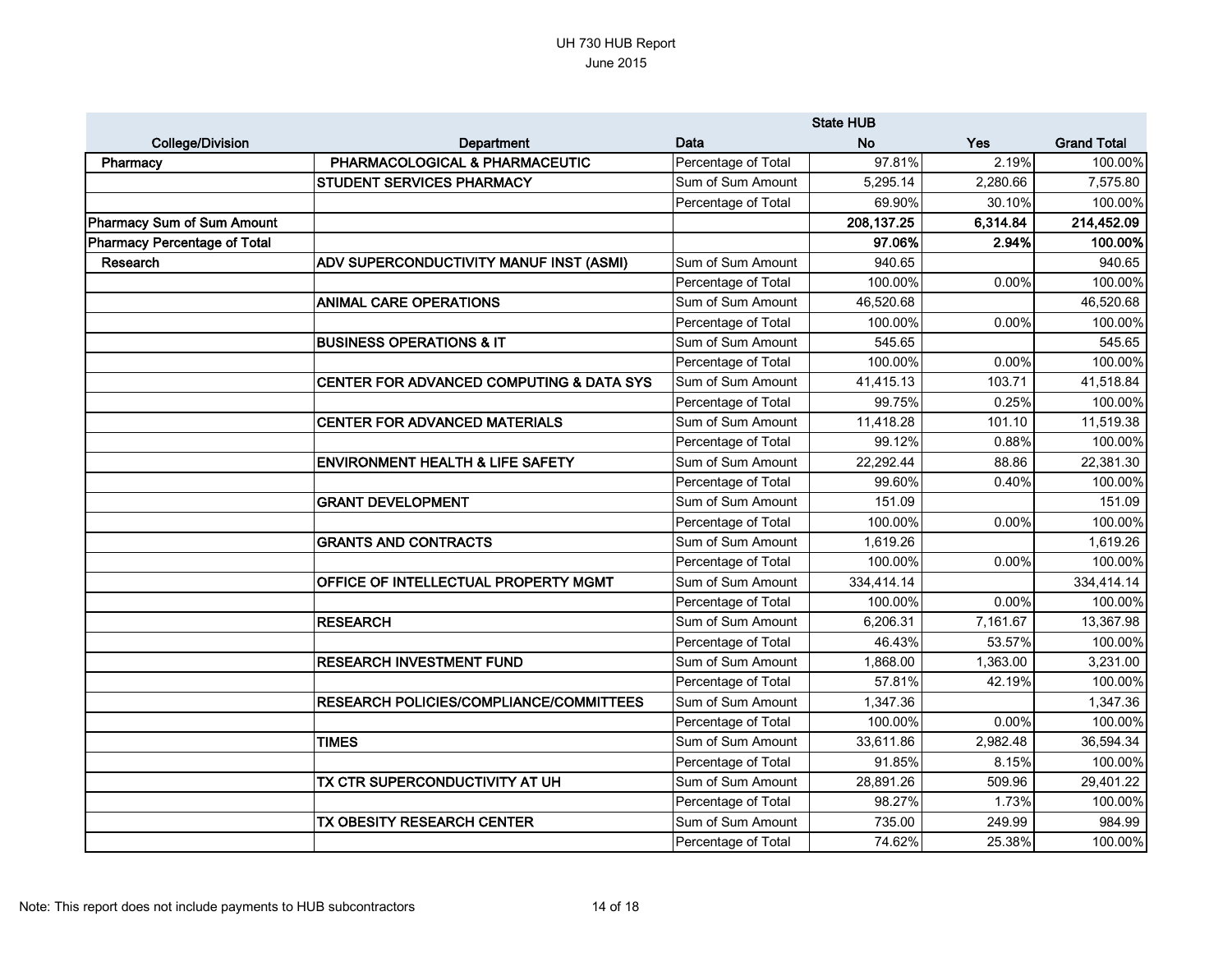UH 730 HUB Report
June 2015

| College/Division | Department | Data | State HUB No | Yes | Grand Total |
|---|---|---|---|---|---|
| Pharmacy | PHARMACOLOGICAL & PHARMACEUTIC | Percentage of Total | 97.81% | 2.19% | 100.00% |
| | STUDENT SERVICES PHARMACY | Sum of Sum Amount | 5,295.14 | 2,280.66 | 7,575.80 |
| | | Percentage of Total | 69.90% | 30.10% | 100.00% |
| **Pharmacy Sum of Sum Amount** | | | **208,137.25** | **6,314.84** | **214,452.09** |
| **Pharmacy Percentage of Total** | | | **97.06%** | **2.94%** | **100.00%** |
| Research | ADV SUPERCONDUCTIVITY MANUF INST (ASMI) | Sum of Sum Amount | 940.65 | | 940.65 |
| | | Percentage of Total | 100.00% | 0.00% | 100.00% |
| | ANIMAL CARE OPERATIONS | Sum of Sum Amount | 46,520.68 | | 46,520.68 |
| | | Percentage of Total | 100.00% | 0.00% | 100.00% |
| | BUSINESS OPERATIONS & IT | Sum of Sum Amount | 545.65 | | 545.65 |
| | | Percentage of Total | 100.00% | 0.00% | 100.00% |
| | CENTER FOR ADVANCED COMPUTING & DATA SYS | Sum of Sum Amount | 41,415.13 | 103.71 | 41,518.84 |
| | | Percentage of Total | 99.75% | 0.25% | 100.00% |
| | CENTER FOR ADVANCED MATERIALS | Sum of Sum Amount | 11,418.28 | 101.10 | 11,519.38 |
| | | Percentage of Total | 99.12% | 0.88% | 100.00% |
| | ENVIRONMENT HEALTH & LIFE SAFETY | Sum of Sum Amount | 22,292.44 | 88.86 | 22,381.30 |
| | | Percentage of Total | 99.60% | 0.40% | 100.00% |
| | GRANT DEVELOPMENT | Sum of Sum Amount | 151.09 | | 151.09 |
| | | Percentage of Total | 100.00% | 0.00% | 100.00% |
| | GRANTS AND CONTRACTS | Sum of Sum Amount | 1,619.26 | | 1,619.26 |
| | | Percentage of Total | 100.00% | 0.00% | 100.00% |
| | OFFICE OF INTELLECTUAL PROPERTY MGMT | Sum of Sum Amount | 334,414.14 | | 334,414.14 |
| | | Percentage of Total | 100.00% | 0.00% | 100.00% |
| | RESEARCH | Sum of Sum Amount | 6,206.31 | 7,161.67 | 13,367.98 |
| | | Percentage of Total | 46.43% | 53.57% | 100.00% |
| | RESEARCH INVESTMENT FUND | Sum of Sum Amount | 1,868.00 | 1,363.00 | 3,231.00 |
| | | Percentage of Total | 57.81% | 42.19% | 100.00% |
| | RESEARCH POLICIES/COMPLIANCE/COMMITTEES | Sum of Sum Amount | 1,347.36 | | 1,347.36 |
| | | Percentage of Total | 100.00% | 0.00% | 100.00% |
| | TIMES | Sum of Sum Amount | 33,611.86 | 2,982.48 | 36,594.34 |
| | | Percentage of Total | 91.85% | 8.15% | 100.00% |
| | TX CTR SUPERCONDUCTIVITY AT UH | Sum of Sum Amount | 28,891.26 | 509.96 | 29,401.22 |
| | | Percentage of Total | 98.27% | 1.73% | 100.00% |
| | TX OBESITY RESEARCH CENTER | Sum of Sum Amount | 735.00 | 249.99 | 984.99 |
| | | Percentage of Total | 74.62% | 25.38% | 100.00% |

Note: This report does not include payments to HUB subcontractors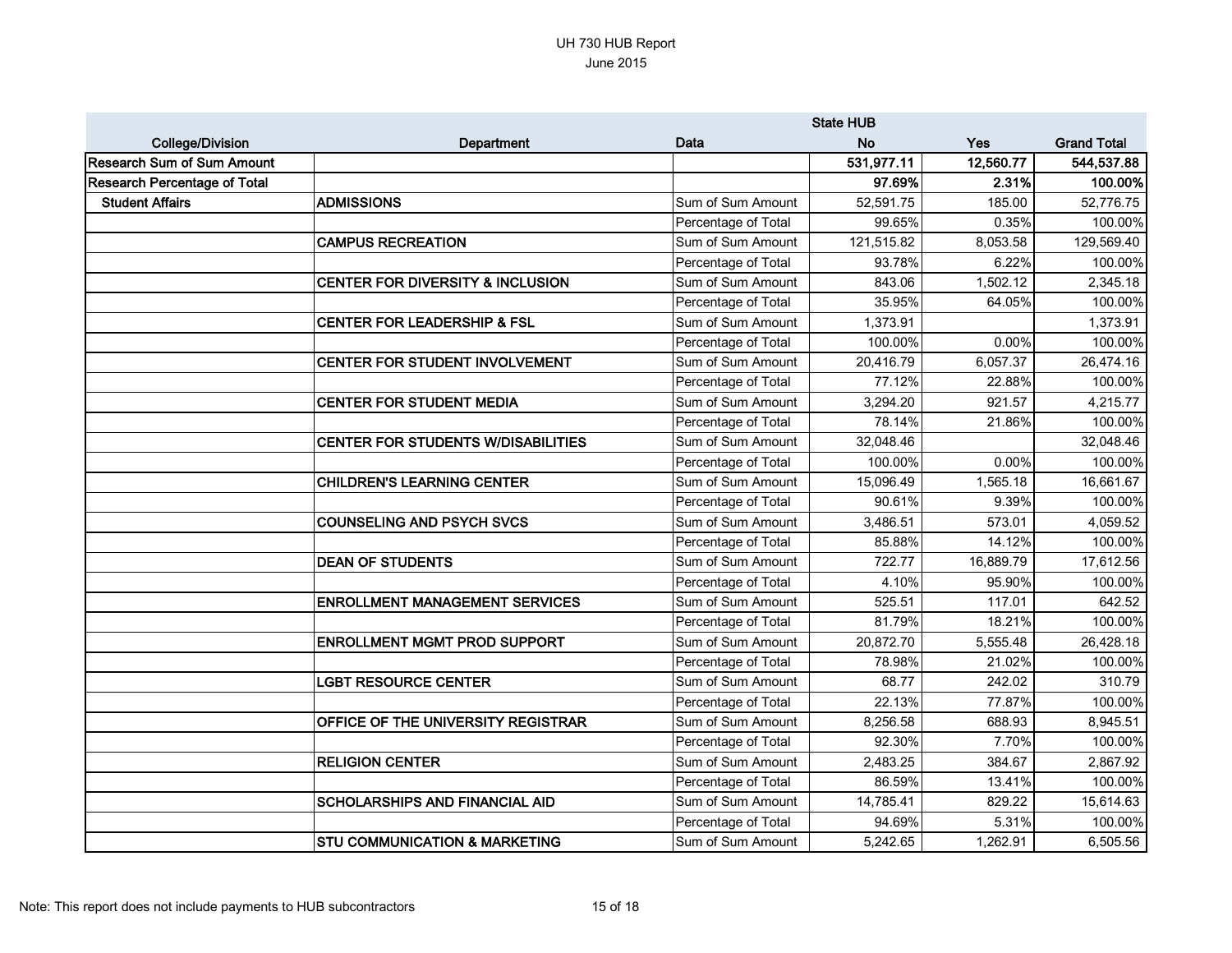UH 730 HUB Report
June 2015

| College/Division | Department | Data | State HUB No | Yes | Grand Total |
|---|---|---|---|---|---|
| **Research Sum of Sum Amount** | | | **531,977.11** | **12,560.77** | **544,537.88** |
| **Research Percentage of Total** | | | **97.69%** | **2.31%** | **100.00%** |
| **Student Affairs** | **ADMISSIONS** | Sum of Sum Amount | 52,591.75 | 185.00 | 52,776.75 |
| | | Percentage of Total | 99.65% | 0.35% | 100.00% |
| | **CAMPUS RECREATION** | Sum of Sum Amount | 121,515.82 | 8,053.58 | 129,569.40 |
| | | Percentage of Total | 93.78% | 6.22% | 100.00% |
| | **CENTER FOR DIVERSITY & INCLUSION** | Sum of Sum Amount | 843.06 | 1,502.12 | 2,345.18 |
| | | Percentage of Total | 35.95% | 64.05% | 100.00% |
| | **CENTER FOR LEADERSHIP & FSL** | Sum of Sum Amount | 1,373.91 | | 1,373.91 |
| | | Percentage of Total | 100.00% | 0.00% | 100.00% |
| | **CENTER FOR STUDENT INVOLVEMENT** | Sum of Sum Amount | 20,416.79 | 6,057.37 | 26,474.16 |
| | | Percentage of Total | 77.12% | 22.88% | 100.00% |
| | **CENTER FOR STUDENT MEDIA** | Sum of Sum Amount | 3,294.20 | 921.57 | 4,215.77 |
| | | Percentage of Total | 78.14% | 21.86% | 100.00% |
| | **CENTER FOR STUDENTS W/DISABILITIES** | Sum of Sum Amount | 32,048.46 | | 32,048.46 |
| | | Percentage of Total | 100.00% | 0.00% | 100.00% |
| | **CHILDREN'S LEARNING CENTER** | Sum of Sum Amount | 15,096.49 | 1,565.18 | 16,661.67 |
| | | Percentage of Total | 90.61% | 9.39% | 100.00% |
| | **COUNSELING AND PSYCH SVCS** | Sum of Sum Amount | 3,486.51 | 573.01 | 4,059.52 |
| | | Percentage of Total | 85.88% | 14.12% | 100.00% |
| | **DEAN OF STUDENTS** | Sum of Sum Amount | 722.77 | 16,889.79 | 17,612.56 |
| | | Percentage of Total | 4.10% | 95.90% | 100.00% |
| | **ENROLLMENT MANAGEMENT SERVICES** | Sum of Sum Amount | 525.51 | 117.01 | 642.52 |
| | | Percentage of Total | 81.79% | 18.21% | 100.00% |
| | **ENROLLMENT MGMT PROD SUPPORT** | Sum of Sum Amount | 20,872.70 | 5,555.48 | 26,428.18 |
| | | Percentage of Total | 78.98% | 21.02% | 100.00% |
| | **LGBT RESOURCE CENTER** | Sum of Sum Amount | 68.77 | 242.02 | 310.79 |
| | | Percentage of Total | 22.13% | 77.87% | 100.00% |
| | **OFFICE OF THE UNIVERSITY REGISTRAR** | Sum of Sum Amount | 8,256.58 | 688.93 | 8,945.51 |
| | | Percentage of Total | 92.30% | 7.70% | 100.00% |
| | **RELIGION CENTER** | Sum of Sum Amount | 2,483.25 | 384.67 | 2,867.92 |
| | | Percentage of Total | 86.59% | 13.41% | 100.00% |
| | **SCHOLARSHIPS AND FINANCIAL AID** | Sum of Sum Amount | 14,785.41 | 829.22 | 15,614.63 |
| | | Percentage of Total | 94.69% | 5.31% | 100.00% |
| | **STU COMMUNICATION & MARKETING** | Sum of Sum Amount | 5,242.65 | 1,262.91 | 6,505.56 |

Note: This report does not include payments to HUB subcontractors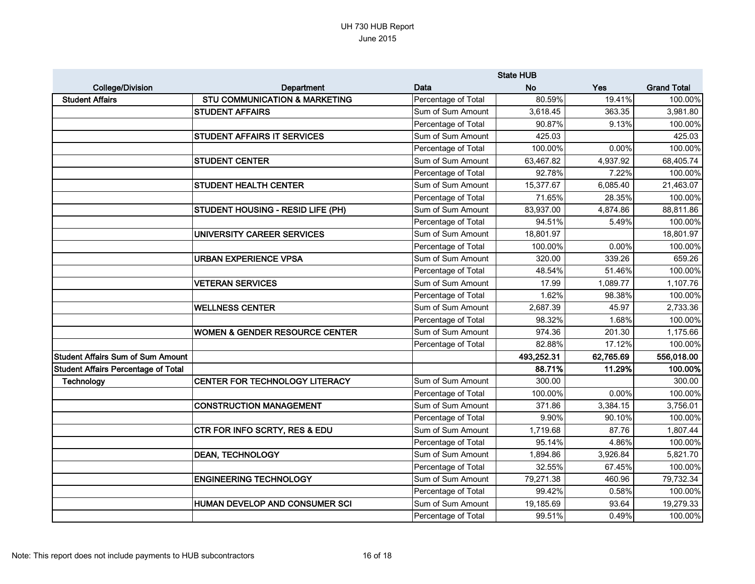UH 730 HUB Report
June 2015

| College/Division | Department | Data | State HUB No | Yes | Grand Total |
|---|---|---|---|---|---|
| Student Affairs | STU COMMUNICATION & MARKETING | Percentage of Total | 80.59% | 19.41% | 100.00% |
| | STUDENT AFFAIRS | Sum of Sum Amount | 3,618.45 | 363.35 | 3,981.80 |
| | | Percentage of Total | 90.87% | 9.13% | 100.00% |
| | STUDENT AFFAIRS IT SERVICES | Sum of Sum Amount | 425.03 | | 425.03 |
| | | Percentage of Total | 100.00% | 0.00% | 100.00% |
| | STUDENT CENTER | Sum of Sum Amount | 63,467.82 | 4,937.92 | 68,405.74 |
| | | Percentage of Total | 92.78% | 7.22% | 100.00% |
| | STUDENT HEALTH CENTER | Sum of Sum Amount | 15,377.67 | 6,085.40 | 21,463.07 |
| | | Percentage of Total | 71.65% | 28.35% | 100.00% |
| | STUDENT HOUSING - RESID LIFE (PH) | Sum of Sum Amount | 83,937.00 | 4,874.86 | 88,811.86 |
| | | Percentage of Total | 94.51% | 5.49% | 100.00% |
| | UNIVERSITY CAREER SERVICES | Sum of Sum Amount | 18,801.97 | | 18,801.97 |
| | | Percentage of Total | 100.00% | 0.00% | 100.00% |
| | URBAN EXPERIENCE VPSA | Sum of Sum Amount | 320.00 | 339.26 | 659.26 |
| | | Percentage of Total | 48.54% | 51.46% | 100.00% |
| | VETERAN SERVICES | Sum of Sum Amount | 17.99 | 1,089.77 | 1,107.76 |
| | | Percentage of Total | 1.62% | 98.38% | 100.00% |
| | WELLNESS CENTER | Sum of Sum Amount | 2,687.39 | 45.97 | 2,733.36 |
| | | Percentage of Total | 98.32% | 1.68% | 100.00% |
| | WOMEN & GENDER RESOURCE CENTER | Sum of Sum Amount | 974.36 | 201.30 | 1,175.66 |
| | | Percentage of Total | 82.88% | 17.12% | 100.00% |
| **Student Affairs Sum of Sum Amount** | | | **493,252.31** | **62,765.69** | **556,018.00** |
| **Student Affairs Percentage of Total** | | | **88.71%** | **11.29%** | **100.00%** |
| Technology | CENTER FOR TECHNOLOGY LITERACY | Sum of Sum Amount | 300.00 | | 300.00 |
| | | Percentage of Total | 100.00% | 0.00% | 100.00% |
| | CONSTRUCTION MANAGEMENT | Sum of Sum Amount | 371.86 | 3,384.15 | 3,756.01 |
| | | Percentage of Total | 9.90% | 90.10% | 100.00% |
| | CTR FOR INFO SCRTY, RES & EDU | Sum of Sum Amount | 1,719.68 | 87.76 | 1,807.44 |
| | | Percentage of Total | 95.14% | 4.86% | 100.00% |
| | DEAN, TECHNOLOGY | Sum of Sum Amount | 1,894.86 | 3,926.84 | 5,821.70 |
| | | Percentage of Total | 32.55% | 67.45% | 100.00% |
| | ENGINEERING TECHNOLOGY | Sum of Sum Amount | 79,271.38 | 460.96 | 79,732.34 |
| | | Percentage of Total | 99.42% | 0.58% | 100.00% |
| | HUMAN DEVELOP AND CONSUMER SCI | Sum of Sum Amount | 19,185.69 | 93.64 | 19,279.33 |
| | | Percentage of Total | 99.51% | 0.49% | 100.00% |

Note: This report does not include payments to HUB subcontractors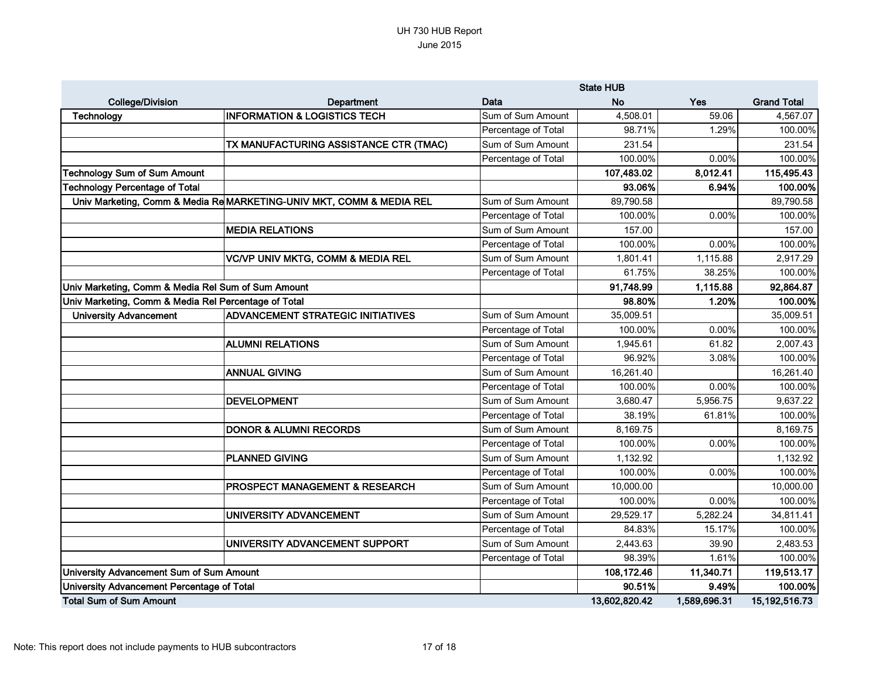UH 730 HUB Report
June 2015

| College/Division | Department | Data | State HUB No | Yes | Grand Total |
|---|---|---|---|---|---|
| Technology | INFORMATION & LOGISTICS TECH | Sum of Sum Amount | 4,508.01 | 59.06 | 4,567.07 |
| | | Percentage of Total | 98.71% | 1.29% | 100.00% |
| | TX MANUFACTURING ASSISTANCE CTR (TMAC) | Sum of Sum Amount | 231.54 | | 231.54 |
| | | Percentage of Total | 100.00% | 0.00% | 100.00% |
| **Technology Sum of Sum Amount** | | | **107,483.02** | **8,012.41** | **115,495.43** |
| **Technology Percentage of Total** | | | **93.06%** | **6.94%** | **100.00%** |
| Univ Marketing, Comm & Media Re | MARKETING-UNIV MKT, COMM & MEDIA REL | Sum of Sum Amount | 89,790.58 | | 89,790.58 |
| | | Percentage of Total | 100.00% | 0.00% | 100.00% |
| | MEDIA RELATIONS | Sum of Sum Amount | 157.00 | | 157.00 |
| | | Percentage of Total | 100.00% | 0.00% | 100.00% |
| | VC/VP UNIV MKTG, COMM & MEDIA REL | Sum of Sum Amount | 1,801.41 | 1,115.88 | 2,917.29 |
| | | Percentage of Total | 61.75% | 38.25% | 100.00% |
| **Univ Marketing, Comm & Media Rel Sum of Sum Amount** | | | **91,748.99** | **1,115.88** | **92,864.87** |
| **Univ Marketing, Comm & Media Rel Percentage of Total** | | | **98.80%** | **1.20%** | **100.00%** |
| University Advancement | ADVANCEMENT STRATEGIC INITIATIVES | Sum of Sum Amount | 35,009.51 | | 35,009.51 |
| | | Percentage of Total | 100.00% | 0.00% | 100.00% |
| | ALUMNI RELATIONS | Sum of Sum Amount | 1,945.61 | 61.82 | 2,007.43 |
| | | Percentage of Total | 96.92% | 3.08% | 100.00% |
| | ANNUAL GIVING | Sum of Sum Amount | 16,261.40 | | 16,261.40 |
| | | Percentage of Total | 100.00% | 0.00% | 100.00% |
| | DEVELOPMENT | Sum of Sum Amount | 3,680.47 | 5,956.75 | 9,637.22 |
| | | Percentage of Total | 38.19% | 61.81% | 100.00% |
| | DONOR & ALUMNI RECORDS | Sum of Sum Amount | 8,169.75 | | 8,169.75 |
| | | Percentage of Total | 100.00% | 0.00% | 100.00% |
| | PLANNED GIVING | Sum of Sum Amount | 1,132.92 | | 1,132.92 |
| | | Percentage of Total | 100.00% | 0.00% | 100.00% |
| | PROSPECT MANAGEMENT & RESEARCH | Sum of Sum Amount | 10,000.00 | | 10,000.00 |
| | | Percentage of Total | 100.00% | 0.00% | 100.00% |
| | UNIVERSITY ADVANCEMENT | Sum of Sum Amount | 29,529.17 | 5,282.24 | 34,811.41 |
| | | Percentage of Total | 84.83% | 15.17% | 100.00% |
| | UNIVERSITY ADVANCEMENT SUPPORT | Sum of Sum Amount | 2,443.63 | 39.90 | 2,483.53 |
| | | Percentage of Total | 98.39% | 1.61% | 100.00% |
| **University Advancement Sum of Sum Amount** | | | **108,172.46** | **11,340.71** | **119,513.17** |
| **University Advancement Percentage of Total** | | | **90.51%** | **9.49%** | **100.00%** |
| **Total Sum of Sum Amount** | | | **13,602,820.42** | **1,589,696.31** | **15,192,516.73** |

Note: This report does not include payments to HUB subcontractors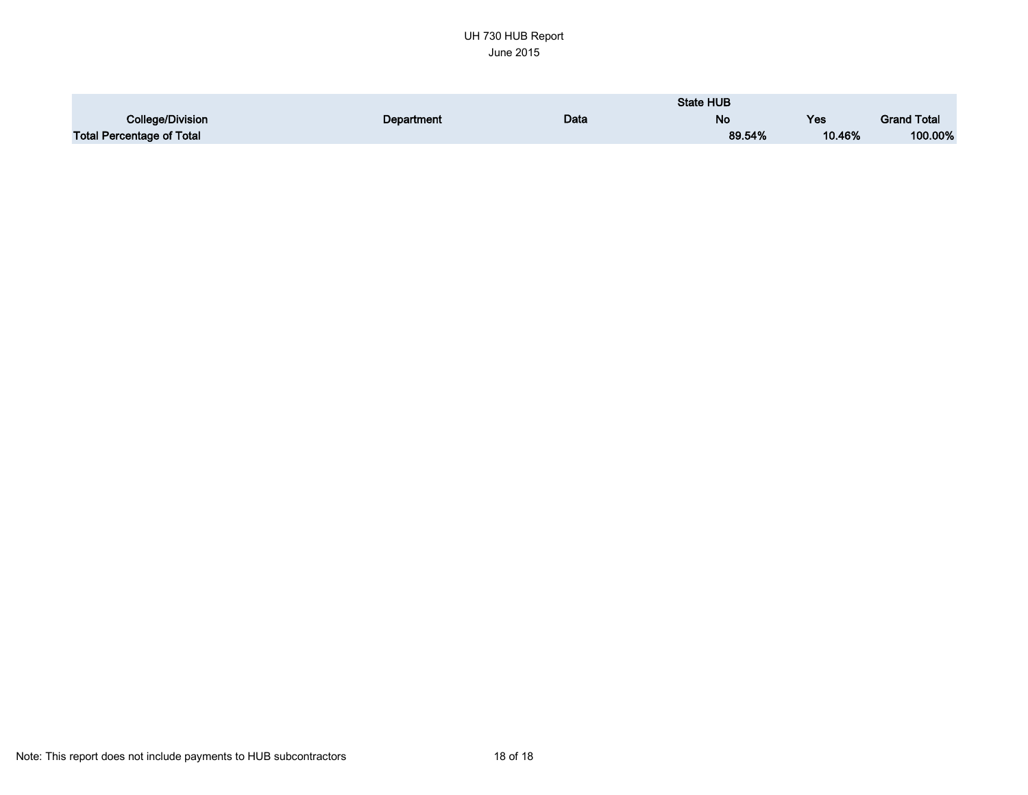UH 730 HUB Report
June 2015

| College/Division | Department | Data | State HUB<br>No | Yes | Grand Total |
|---|---|---|---|---|---|
| **Total Percentage of Total** | | | **89.54%** | **10.46%** | **100.00%** |

Note: This report does not include payments to HUB subcontractors